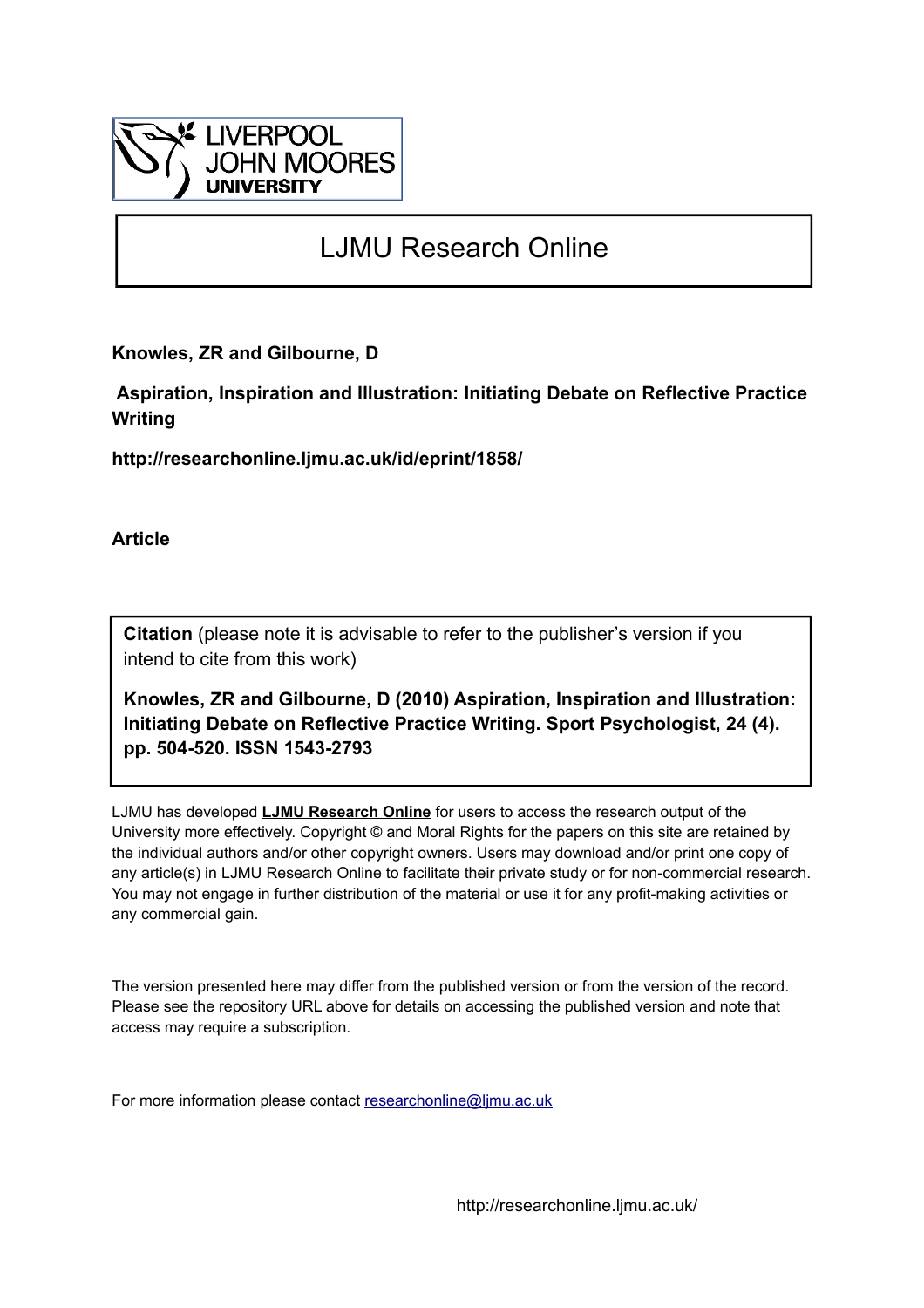LIVERPOOL JOHN MOORES UNIVERSITY

# LJMU Research Online

**Knowles, ZR and Gilbourne, D**

**Aspiration, Inspiration and Illustration: Initiating Debate on Reflective Practice Writing**

**http://researchonline.ljmu.ac.uk/id/eprint/1858/**

**Article**

**Citation** (please note it is advisable to refer to the publisher's version if you intend to cite from this work)

**Knowles, ZR and Gilbourne, D (2010) Aspiration, Inspiration and Illustration: Initiating Debate on Reflective Practice Writing. Sport Psychologist, 24 (4). pp. 504-520. ISSN 1543-2793**

LJMU has developed **LJMU Research Online** for users to access the research output of the University more effectively. Copyright © and Moral Rights for the papers on this site are retained by the individual authors and/or other copyright owners. Users may download and/or print one copy of any article(s) in LJMU Research Online to facilitate their private study or for non-commercial research. You may not engage in further distribution of the material or use it for any profit-making activities or any commercial gain.

The version presented here may differ from the published version or from the version of the record. Please see the repository URL above for details on accessing the published version and note that access may require a subscription.

For more information please contact researchonline@ljmu.ac.uk

http://researchonline.ljmu.ac.uk/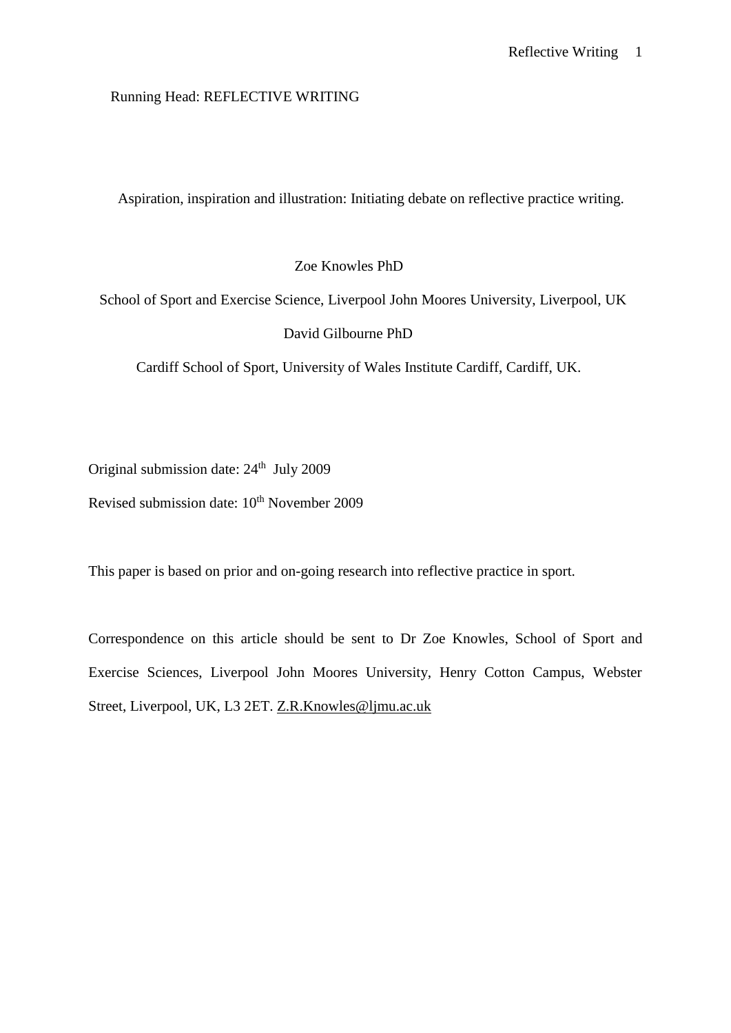Running Head: REFLECTIVE WRITING

# Aspiration, inspiration and illustration: Initiating debate on reflective practice writing.

Zoe Knowles PhD

School of Sport and Exercise Science, Liverpool John Moores University, Liverpool, UK

David Gilbourne PhD

Cardiff School of Sport, University of Wales Institute Cardiff, Cardiff, UK.

Original submission date: 24th July 2009

Revised submission date: 10th November 2009

This paper is based on prior and on-going research into reflective practice in sport.

Correspondence on this article should be sent to Dr Zoe Knowles, School of Sport and Exercise Sciences, Liverpool John Moores University, Henry Cotton Campus, Webster Street, Liverpool, UK, L3 2ET. Z.R.Knowles@ljmu.ac.uk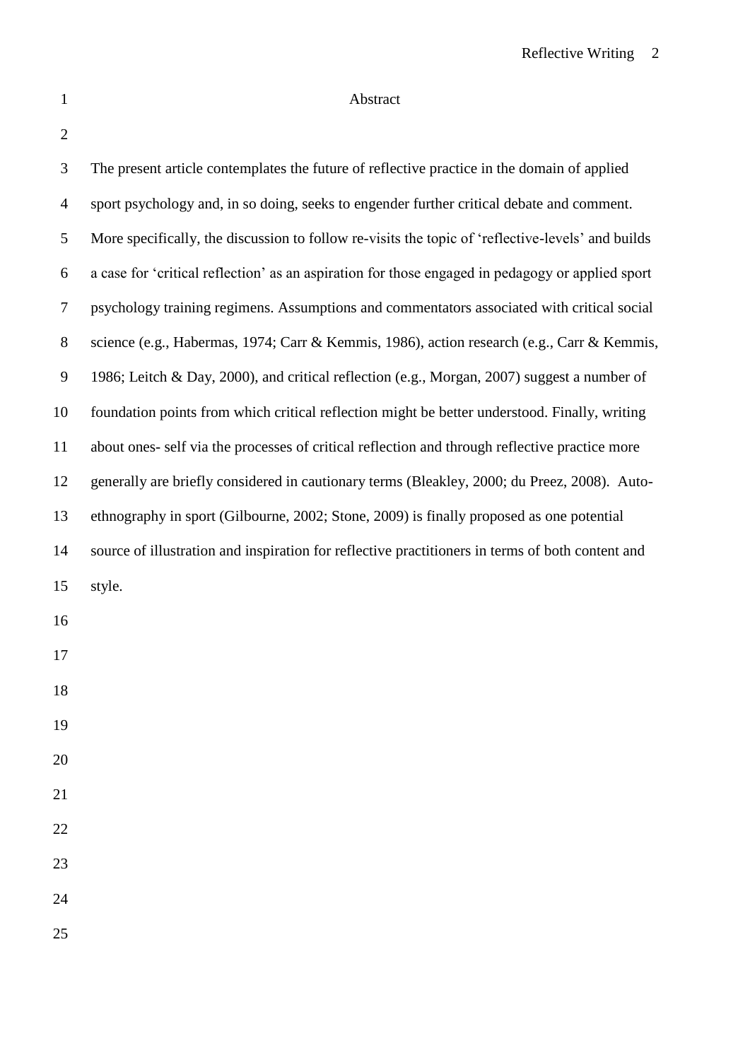## Abstract

The present article contemplates the future of reflective practice in the domain of applied sport psychology and, in so doing, seeks to engender further critical debate and comment. More specifically, the discussion to follow re-visits the topic of 'reflective-levels' and builds a case for 'critical reflection' as an aspiration for those engaged in pedagogy or applied sport psychology training regimens. Assumptions and commentators associated with critical social science (e.g., Habermas, 1974; Carr & Kemmis, 1986), action research (e.g., Carr & Kemmis, 1986; Leitch & Day, 2000), and critical reflection (e.g., Morgan, 2007) suggest a number of foundation points from which critical reflection might be better understood. Finally, writing about ones- self via the processes of critical reflection and through reflective practice more generally are briefly considered in cautionary terms (Bleakley, 2000; du Preez, 2008). Auto-ethnography in sport (Gilbourne, 2002; Stone, 2009) is finally proposed as one potential source of illustration and inspiration for reflective practitioners in terms of both content and style.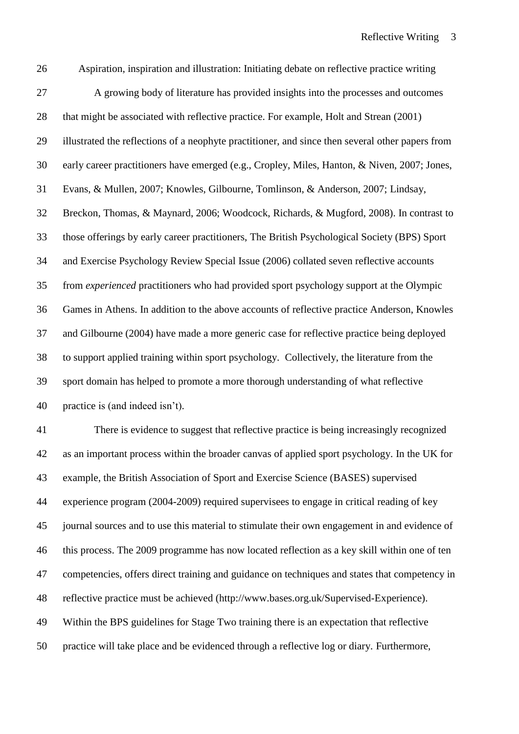## Aspiration, inspiration and illustration: Initiating debate on reflective practice writing

A growing body of literature has provided insights into the processes and outcomes that might be associated with reflective practice. For example, Holt and Strean (2001) illustrated the reflections of a neophyte practitioner, and since then several other papers from early career practitioners have emerged (e.g., Cropley, Miles, Hanton, & Niven, 2007; Jones, Evans, & Mullen, 2007; Knowles, Gilbourne, Tomlinson, & Anderson, 2007; Lindsay, Breckon, Thomas, & Maynard, 2006; Woodcock, Richards, & Mugford, 2008). In contrast to those offerings by early career practitioners, The British Psychological Society (BPS) Sport and Exercise Psychology Review Special Issue (2006) collated seven reflective accounts from *experienced* practitioners who had provided sport psychology support at the Olympic Games in Athens. In addition to the above accounts of reflective practice Anderson, Knowles and Gilbourne (2004) have made a more generic case for reflective practice being deployed to support applied training within sport psychology. Collectively, the literature from the sport domain has helped to promote a more thorough understanding of what reflective practice is (and indeed isn't).

There is evidence to suggest that reflective practice is being increasingly recognized as an important process within the broader canvas of applied sport psychology. In the UK for example, the British Association of Sport and Exercise Science (BASES) supervised experience program (2004-2009) required supervisees to engage in critical reading of key journal sources and to use this material to stimulate their own engagement in and evidence of this process. The 2009 programme has now located reflection as a key skill within one of ten competencies, offers direct training and guidance on techniques and states that competency in reflective practice must be achieved (http://www.bases.org.uk/Supervised-Experience). Within the BPS guidelines for Stage Two training there is an expectation that reflective practice will take place and be evidenced through a reflective log or diary. Furthermore,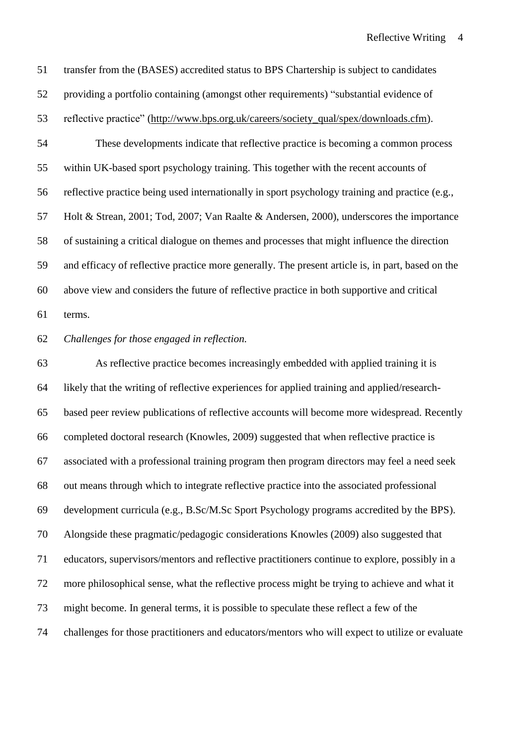transfer from the (BASES) accredited status to BPS Chartership is subject to candidates providing a portfolio containing (amongst other requirements) "substantial evidence of reflective practice" (http://www.bps.org.uk/careers/society_qual/spex/downloads.cfm).

These developments indicate that reflective practice is becoming a common process within UK-based sport psychology training. This together with the recent accounts of reflective practice being used internationally in sport psychology training and practice (e.g., Holt & Strean, 2001; Tod, 2007; Van Raalte & Andersen, 2000), underscores the importance of sustaining a critical dialogue on themes and processes that might influence the direction and efficacy of reflective practice more generally. The present article is, in part, based on the above view and considers the future of reflective practice in both supportive and critical terms.

*Challenges for those engaged in reflection.*

As reflective practice becomes increasingly embedded with applied training it is likely that the writing of reflective experiences for applied training and applied/research-based peer review publications of reflective accounts will become more widespread. Recently completed doctoral research (Knowles, 2009) suggested that when reflective practice is associated with a professional training program then program directors may feel a need seek out means through which to integrate reflective practice into the associated professional development curricula (e.g., B.Sc/M.Sc Sport Psychology programs accredited by the BPS). Alongside these pragmatic/pedagogic considerations Knowles (2009) also suggested that educators, supervisors/mentors and reflective practitioners continue to explore, possibly in a more philosophical sense, what the reflective process might be trying to achieve and what it might become. In general terms, it is possible to speculate these reflect a few of the challenges for those practitioners and educators/mentors who will expect to utilize or evaluate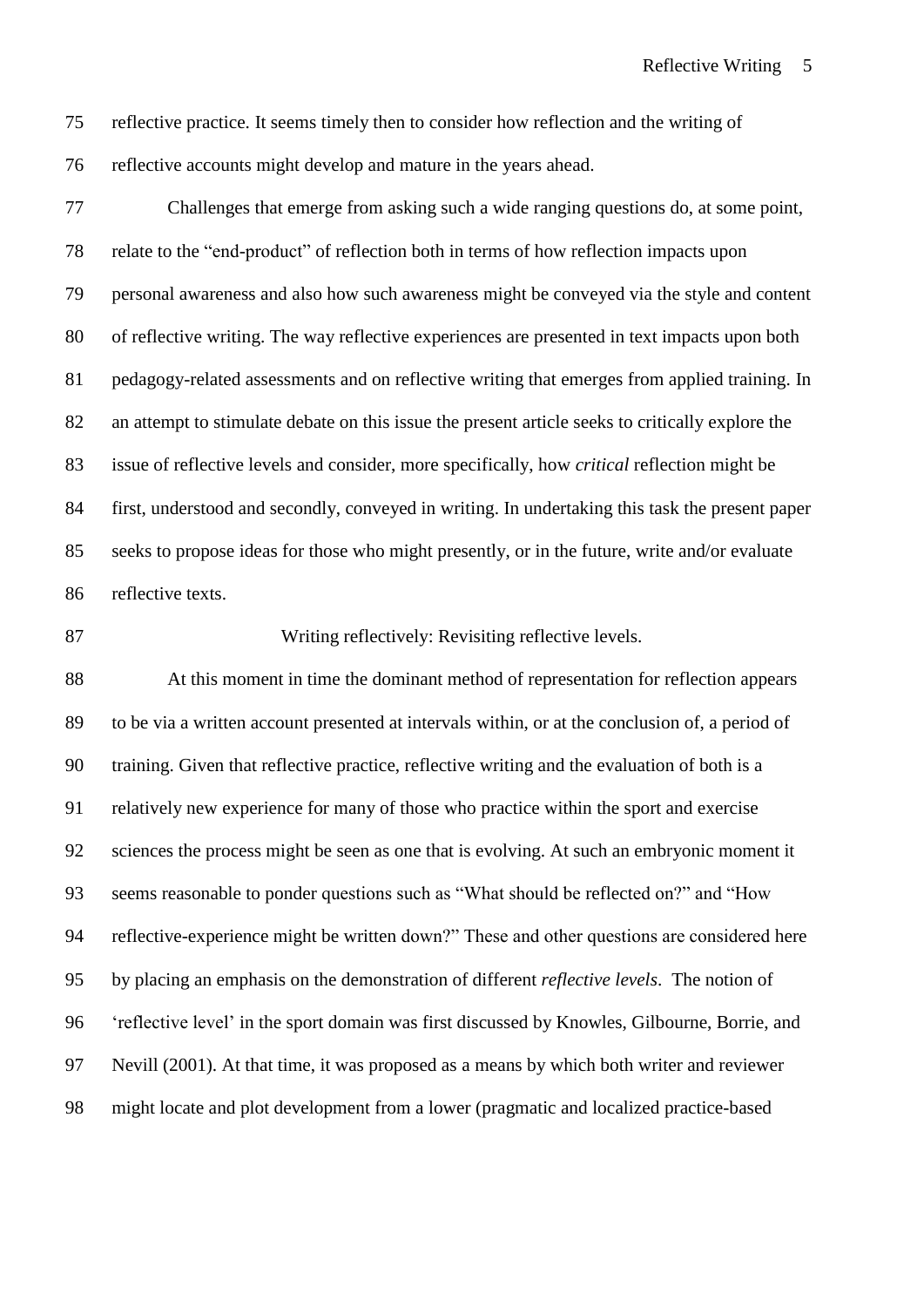reflective practice. It seems timely then to consider how reflection and the writing of reflective accounts might develop and mature in the years ahead.

Challenges that emerge from asking such a wide ranging questions do, at some point, relate to the "end-product" of reflection both in terms of how reflection impacts upon personal awareness and also how such awareness might be conveyed via the style and content of reflective writing. The way reflective experiences are presented in text impacts upon both pedagogy-related assessments and on reflective writing that emerges from applied training. In an attempt to stimulate debate on this issue the present article seeks to critically explore the issue of reflective levels and consider, more specifically, how *critical* reflection might be first, understood and secondly, conveyed in writing. In undertaking this task the present paper seeks to propose ideas for those who might presently, or in the future, write and/or evaluate reflective texts.

## Writing reflectively: Revisiting reflective levels.

At this moment in time the dominant method of representation for reflection appears to be via a written account presented at intervals within, or at the conclusion of, a period of training. Given that reflective practice, reflective writing and the evaluation of both is a relatively new experience for many of those who practice within the sport and exercise sciences the process might be seen as one that is evolving. At such an embryonic moment it seems reasonable to ponder questions such as "What should be reflected on?" and "How reflective-experience might be written down?" These and other questions are considered here by placing an emphasis on the demonstration of different *reflective levels*. The notion of 'reflective level' in the sport domain was first discussed by Knowles, Gilbourne, Borrie, and Nevill (2001). At that time, it was proposed as a means by which both writer and reviewer might locate and plot development from a lower (pragmatic and localized practice-based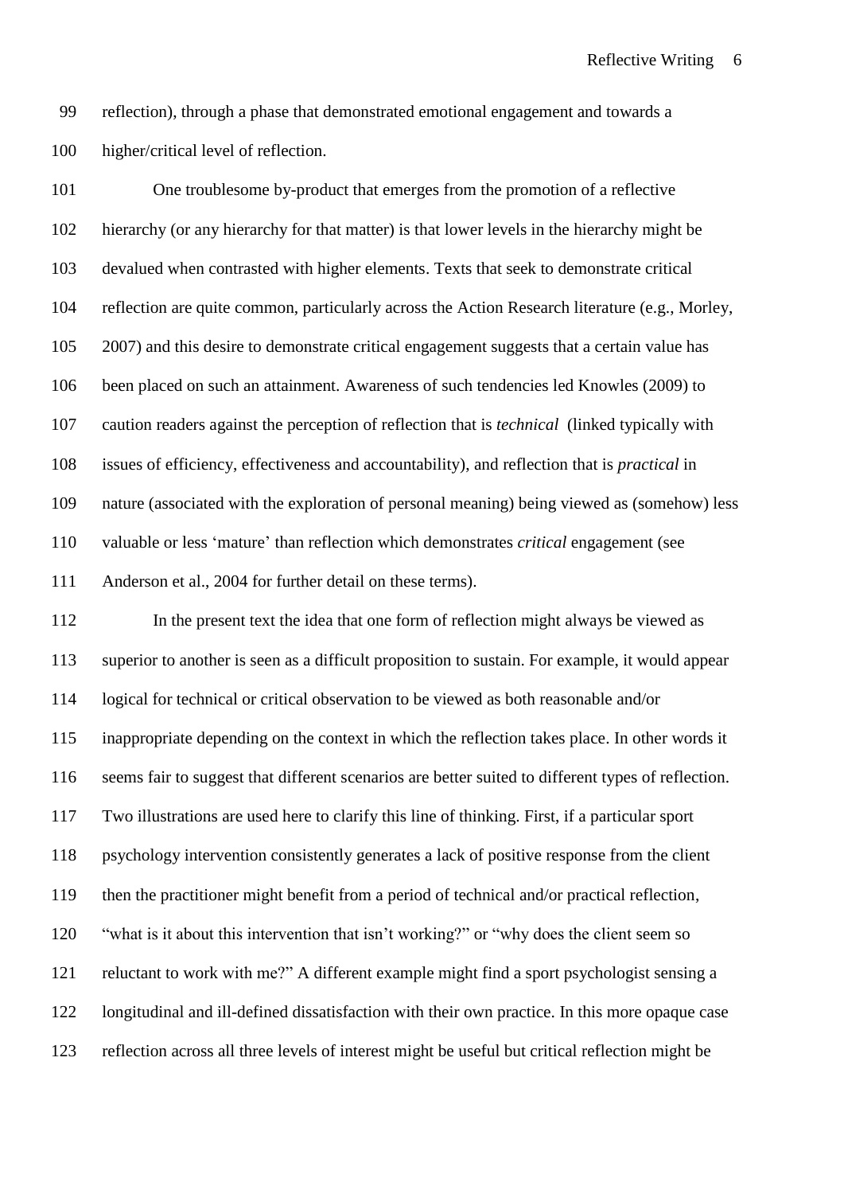reflection), through a phase that demonstrated emotional engagement and towards a higher/critical level of reflection.

One troublesome by-product that emerges from the promotion of a reflective hierarchy (or any hierarchy for that matter) is that lower levels in the hierarchy might be devalued when contrasted with higher elements. Texts that seek to demonstrate critical reflection are quite common, particularly across the Action Research literature (e.g., Morley, 2007) and this desire to demonstrate critical engagement suggests that a certain value has been placed on such an attainment. Awareness of such tendencies led Knowles (2009) to caution readers against the perception of reflection that is *technical* (linked typically with issues of efficiency, effectiveness and accountability), and reflection that is *practical* in nature (associated with the exploration of personal meaning) being viewed as (somehow) less valuable or less 'mature' than reflection which demonstrates *critical* engagement (see Anderson et al., 2004 for further detail on these terms).

In the present text the idea that one form of reflection might always be viewed as superior to another is seen as a difficult proposition to sustain. For example, it would appear logical for technical or critical observation to be viewed as both reasonable and/or inappropriate depending on the context in which the reflection takes place. In other words it seems fair to suggest that different scenarios are better suited to different types of reflection. Two illustrations are used here to clarify this line of thinking. First, if a particular sport psychology intervention consistently generates a lack of positive response from the client then the practitioner might benefit from a period of technical and/or practical reflection, "what is it about this intervention that isn't working?" or "why does the client seem so reluctant to work with me?" A different example might find a sport psychologist sensing a longitudinal and ill-defined dissatisfaction with their own practice. In this more opaque case reflection across all three levels of interest might be useful but critical reflection might be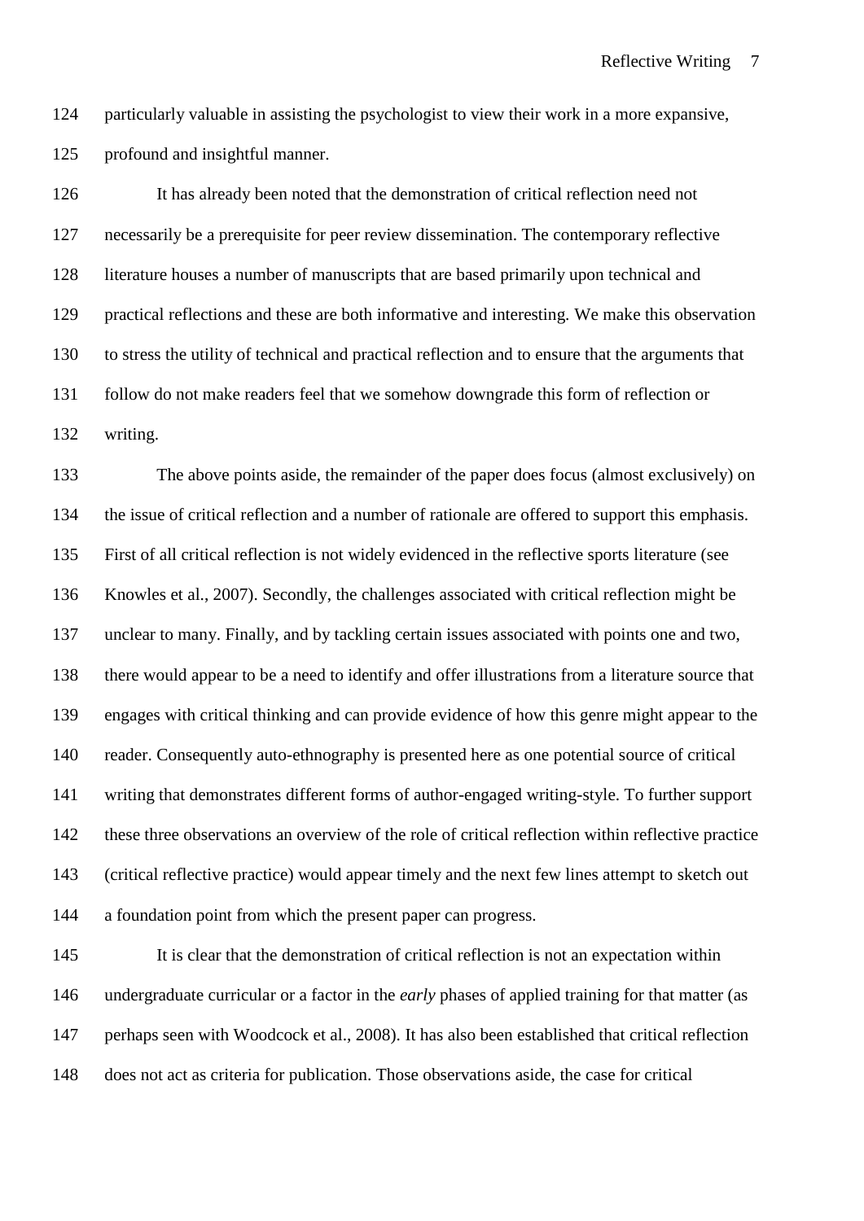particularly valuable in assisting the psychologist to view their work in a more expansive, profound and insightful manner.

It has already been noted that the demonstration of critical reflection need not necessarily be a prerequisite for peer review dissemination. The contemporary reflective literature houses a number of manuscripts that are based primarily upon technical and practical reflections and these are both informative and interesting. We make this observation to stress the utility of technical and practical reflection and to ensure that the arguments that follow do not make readers feel that we somehow downgrade this form of reflection or writing.

The above points aside, the remainder of the paper does focus (almost exclusively) on the issue of critical reflection and a number of rationale are offered to support this emphasis. First of all critical reflection is not widely evidenced in the reflective sports literature (see Knowles et al., 2007). Secondly, the challenges associated with critical reflection might be unclear to many. Finally, and by tackling certain issues associated with points one and two, there would appear to be a need to identify and offer illustrations from a literature source that engages with critical thinking and can provide evidence of how this genre might appear to the reader. Consequently auto-ethnography is presented here as one potential source of critical writing that demonstrates different forms of author-engaged writing-style. To further support these three observations an overview of the role of critical reflection within reflective practice (critical reflective practice) would appear timely and the next few lines attempt to sketch out a foundation point from which the present paper can progress.

It is clear that the demonstration of critical reflection is not an expectation within undergraduate curricular or a factor in the *early* phases of applied training for that matter (as perhaps seen with Woodcock et al., 2008). It has also been established that critical reflection does not act as criteria for publication. Those observations aside, the case for critical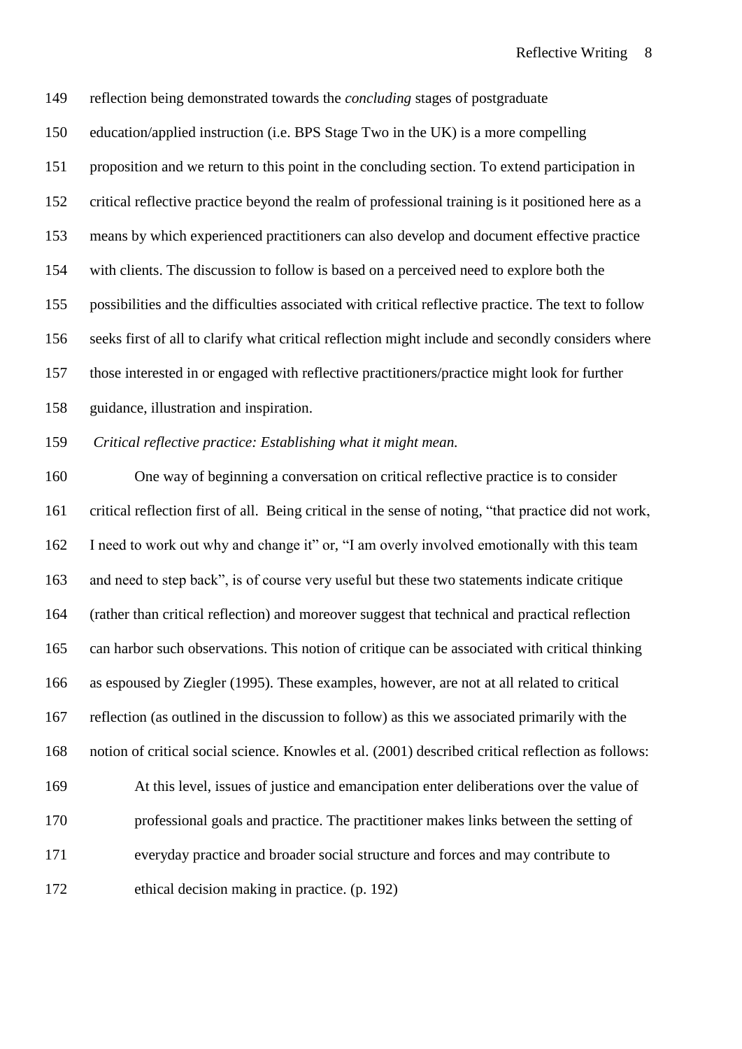reflection being demonstrated towards the *concluding* stages of postgraduate education/applied instruction (i.e. BPS Stage Two in the UK) is a more compelling proposition and we return to this point in the concluding section. To extend participation in critical reflective practice beyond the realm of professional training is it positioned here as a means by which experienced practitioners can also develop and document effective practice with clients. The discussion to follow is based on a perceived need to explore both the possibilities and the difficulties associated with critical reflective practice. The text to follow seeks first of all to clarify what critical reflection might include and secondly considers where those interested in or engaged with reflective practitioners/practice might look for further guidance, illustration and inspiration.

*Critical reflective practice: Establishing what it might mean.*

One way of beginning a conversation on critical reflective practice is to consider critical reflection first of all. Being critical in the sense of noting, "that practice did not work, I need to work out why and change it" or, "I am overly involved emotionally with this team and need to step back", is of course very useful but these two statements indicate critique (rather than critical reflection) and moreover suggest that technical and practical reflection can harbor such observations. This notion of critique can be associated with critical thinking as espoused by Ziegler (1995). These examples, however, are not at all related to critical reflection (as outlined in the discussion to follow) as this we associated primarily with the notion of critical social science. Knowles et al. (2001) described critical reflection as follows:

> At this level, issues of justice and emancipation enter deliberations over the value of professional goals and practice. The practitioner makes links between the setting of everyday practice and broader social structure and forces and may contribute to ethical decision making in practice. (p. 192)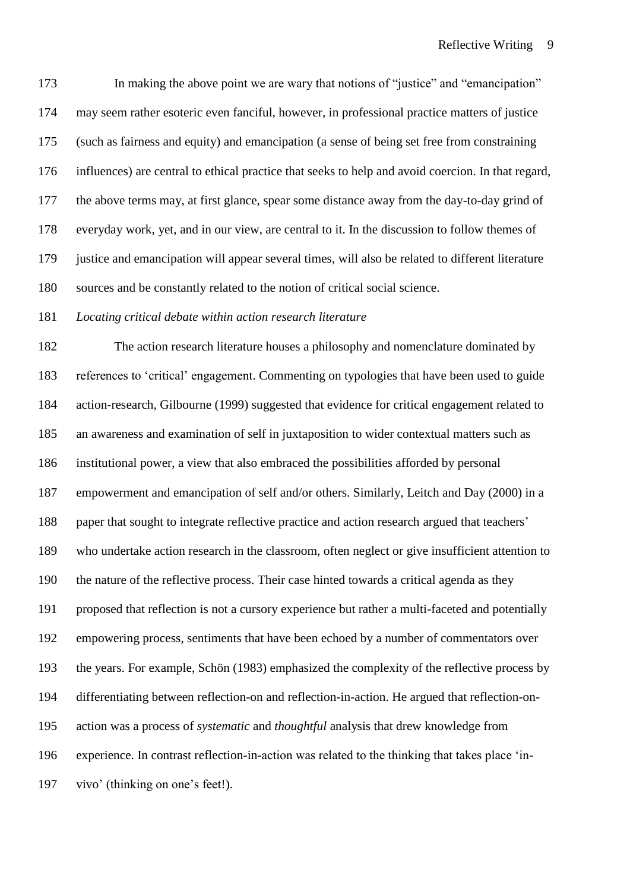In making the above point we are wary that notions of "justice" and "emancipation" may seem rather esoteric even fanciful, however, in professional practice matters of justice (such as fairness and equity) and emancipation (a sense of being set free from constraining influences) are central to ethical practice that seeks to help and avoid coercion. In that regard, the above terms may, at first glance, spear some distance away from the day-to-day grind of everyday work, yet, and in our view, are central to it. In the discussion to follow themes of justice and emancipation will appear several times, will also be related to different literature sources and be constantly related to the notion of critical social science.

*Locating critical debate within action research literature*

The action research literature houses a philosophy and nomenclature dominated by references to 'critical' engagement. Commenting on typologies that have been used to guide action-research, Gilbourne (1999) suggested that evidence for critical engagement related to an awareness and examination of self in juxtaposition to wider contextual matters such as institutional power, a view that also embraced the possibilities afforded by personal empowerment and emancipation of self and/or others. Similarly, Leitch and Day (2000) in a paper that sought to integrate reflective practice and action research argued that teachers' who undertake action research in the classroom, often neglect or give insufficient attention to the nature of the reflective process. Their case hinted towards a critical agenda as they proposed that reflection is not a cursory experience but rather a multi-faceted and potentially empowering process, sentiments that have been echoed by a number of commentators over the years. For example, Schön (1983) emphasized the complexity of the reflective process by differentiating between reflection-on and reflection-in-action. He argued that reflection-on-action was a process of *systematic* and *thoughtful* analysis that drew knowledge from experience. In contrast reflection-in-action was related to the thinking that takes place 'in-vivo' (thinking on one's feet!).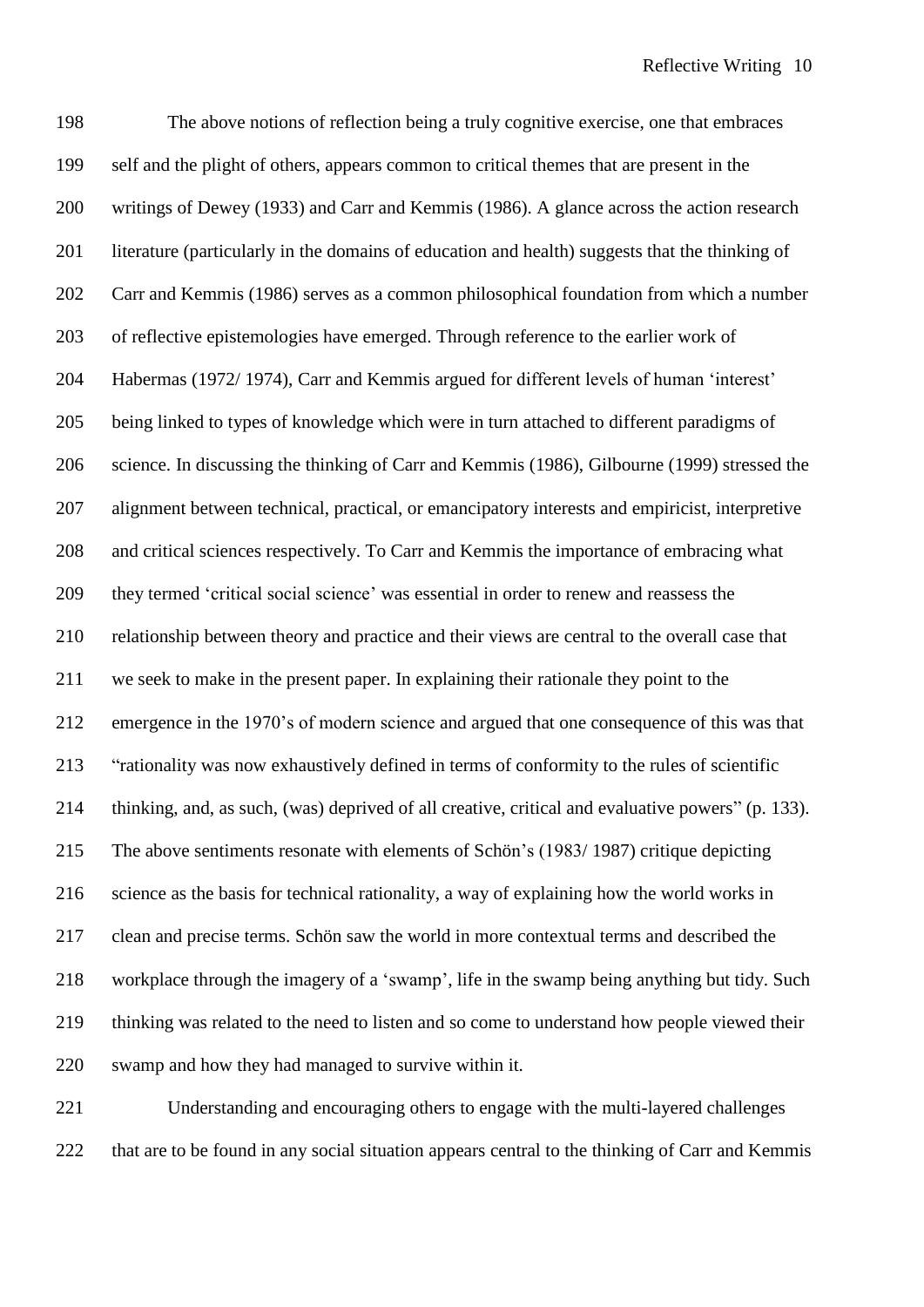The above notions of reflection being a truly cognitive exercise, one that embraces self and the plight of others, appears common to critical themes that are present in the writings of Dewey (1933) and Carr and Kemmis (1986). A glance across the action research literature (particularly in the domains of education and health) suggests that the thinking of Carr and Kemmis (1986) serves as a common philosophical foundation from which a number of reflective epistemologies have emerged. Through reference to the earlier work of Habermas (1972/ 1974), Carr and Kemmis argued for different levels of human 'interest' being linked to types of knowledge which were in turn attached to different paradigms of science. In discussing the thinking of Carr and Kemmis (1986), Gilbourne (1999) stressed the alignment between technical, practical, or emancipatory interests and empiricist, interpretive and critical sciences respectively. To Carr and Kemmis the importance of embracing what they termed 'critical social science' was essential in order to renew and reassess the relationship between theory and practice and their views are central to the overall case that we seek to make in the present paper. In explaining their rationale they point to the emergence in the 1970's of modern science and argued that one consequence of this was that "rationality was now exhaustively defined in terms of conformity to the rules of scientific thinking, and, as such, (was) deprived of all creative, critical and evaluative powers" (p. 133). The above sentiments resonate with elements of Schön's (1983/ 1987) critique depicting science as the basis for technical rationality, a way of explaining how the world works in clean and precise terms. Schön saw the world in more contextual terms and described the workplace through the imagery of a 'swamp', life in the swamp being anything but tidy. Such thinking was related to the need to listen and so come to understand how people viewed their swamp and how they had managed to survive within it.

Understanding and encouraging others to engage with the multi-layered challenges that are to be found in any social situation appears central to the thinking of Carr and Kemmis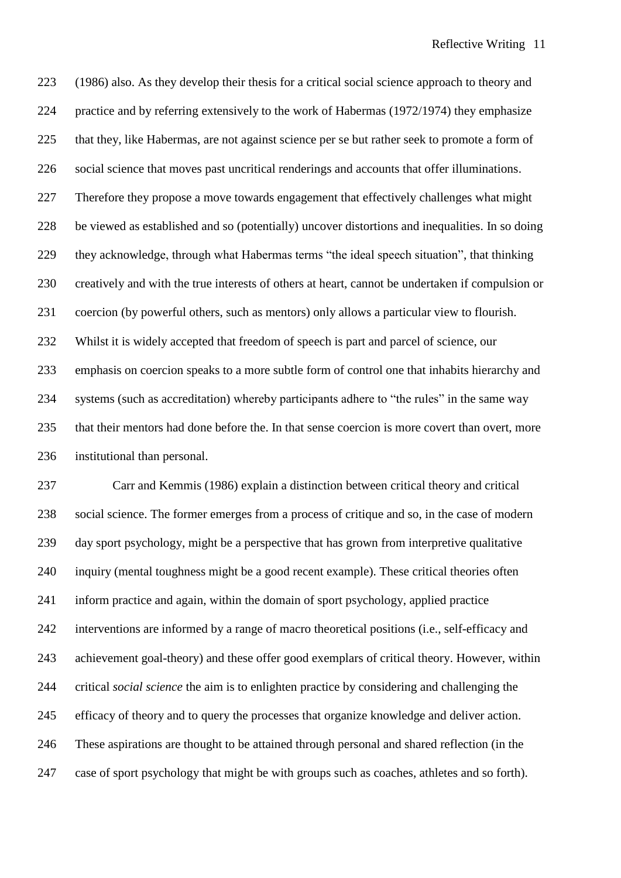(1986) also. As they develop their thesis for a critical social science approach to theory and practice and by referring extensively to the work of Habermas (1972/1974) they emphasize that they, like Habermas, are not against science per se but rather seek to promote a form of social science that moves past uncritical renderings and accounts that offer illuminations. Therefore they propose a move towards engagement that effectively challenges what might be viewed as established and so (potentially) uncover distortions and inequalities. In so doing they acknowledge, through what Habermas terms "the ideal speech situation", that thinking creatively and with the true interests of others at heart, cannot be undertaken if compulsion or coercion (by powerful others, such as mentors) only allows a particular view to flourish. Whilst it is widely accepted that freedom of speech is part and parcel of science, our emphasis on coercion speaks to a more subtle form of control one that inhabits hierarchy and systems (such as accreditation) whereby participants adhere to "the rules" in the same way that their mentors had done before the. In that sense coercion is more covert than overt, more institutional than personal.

Carr and Kemmis (1986) explain a distinction between critical theory and critical social science. The former emerges from a process of critique and so, in the case of modern day sport psychology, might be a perspective that has grown from interpretive qualitative inquiry (mental toughness might be a good recent example). These critical theories often inform practice and again, within the domain of sport psychology, applied practice interventions are informed by a range of macro theoretical positions (i.e., self-efficacy and achievement goal-theory) and these offer good exemplars of critical theory. However, within critical *social science* the aim is to enlighten practice by considering and challenging the efficacy of theory and to query the processes that organize knowledge and deliver action. These aspirations are thought to be attained through personal and shared reflection (in the case of sport psychology that might be with groups such as coaches, athletes and so forth).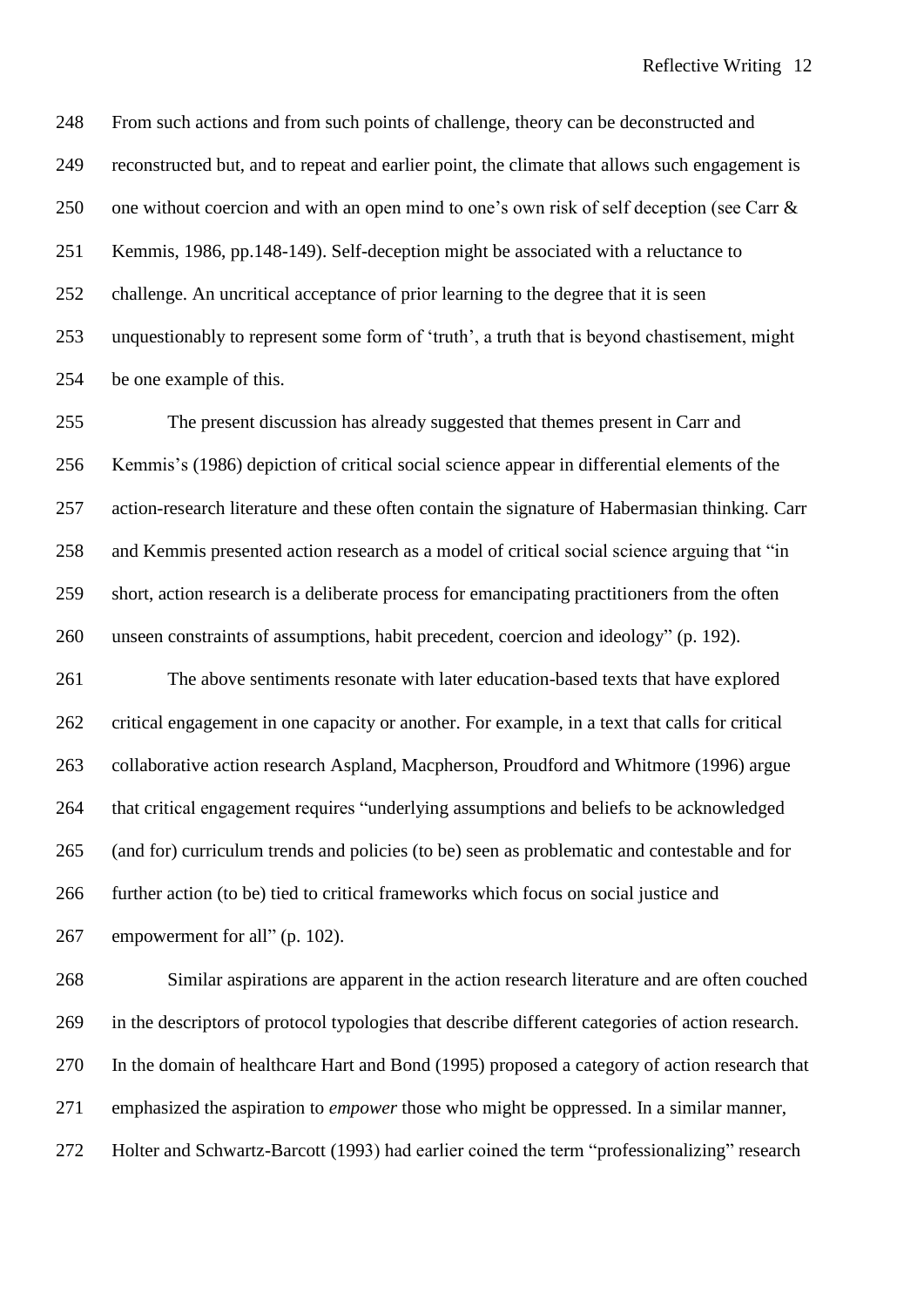From such actions and from such points of challenge, theory can be deconstructed and reconstructed but, and to repeat and earlier point, the climate that allows such engagement is one without coercion and with an open mind to one's own risk of self deception (see Carr & Kemmis, 1986, pp.148-149). Self-deception might be associated with a reluctance to challenge. An uncritical acceptance of prior learning to the degree that it is seen unquestionably to represent some form of 'truth', a truth that is beyond chastisement, might be one example of this.

The present discussion has already suggested that themes present in Carr and Kemmis's (1986) depiction of critical social science appear in differential elements of the action-research literature and these often contain the signature of Habermasian thinking. Carr and Kemmis presented action research as a model of critical social science arguing that "in short, action research is a deliberate process for emancipating practitioners from the often unseen constraints of assumptions, habit precedent, coercion and ideology" (p. 192).

The above sentiments resonate with later education-based texts that have explored critical engagement in one capacity or another. For example, in a text that calls for critical collaborative action research Aspland, Macpherson, Proudford and Whitmore (1996) argue that critical engagement requires "underlying assumptions and beliefs to be acknowledged (and for) curriculum trends and policies (to be) seen as problematic and contestable and for further action (to be) tied to critical frameworks which focus on social justice and empowerment for all" (p. 102).

Similar aspirations are apparent in the action research literature and are often couched in the descriptors of protocol typologies that describe different categories of action research. In the domain of healthcare Hart and Bond (1995) proposed a category of action research that emphasized the aspiration to *empower* those who might be oppressed. In a similar manner, Holter and Schwartz-Barcott (1993) had earlier coined the term "professionalizing" research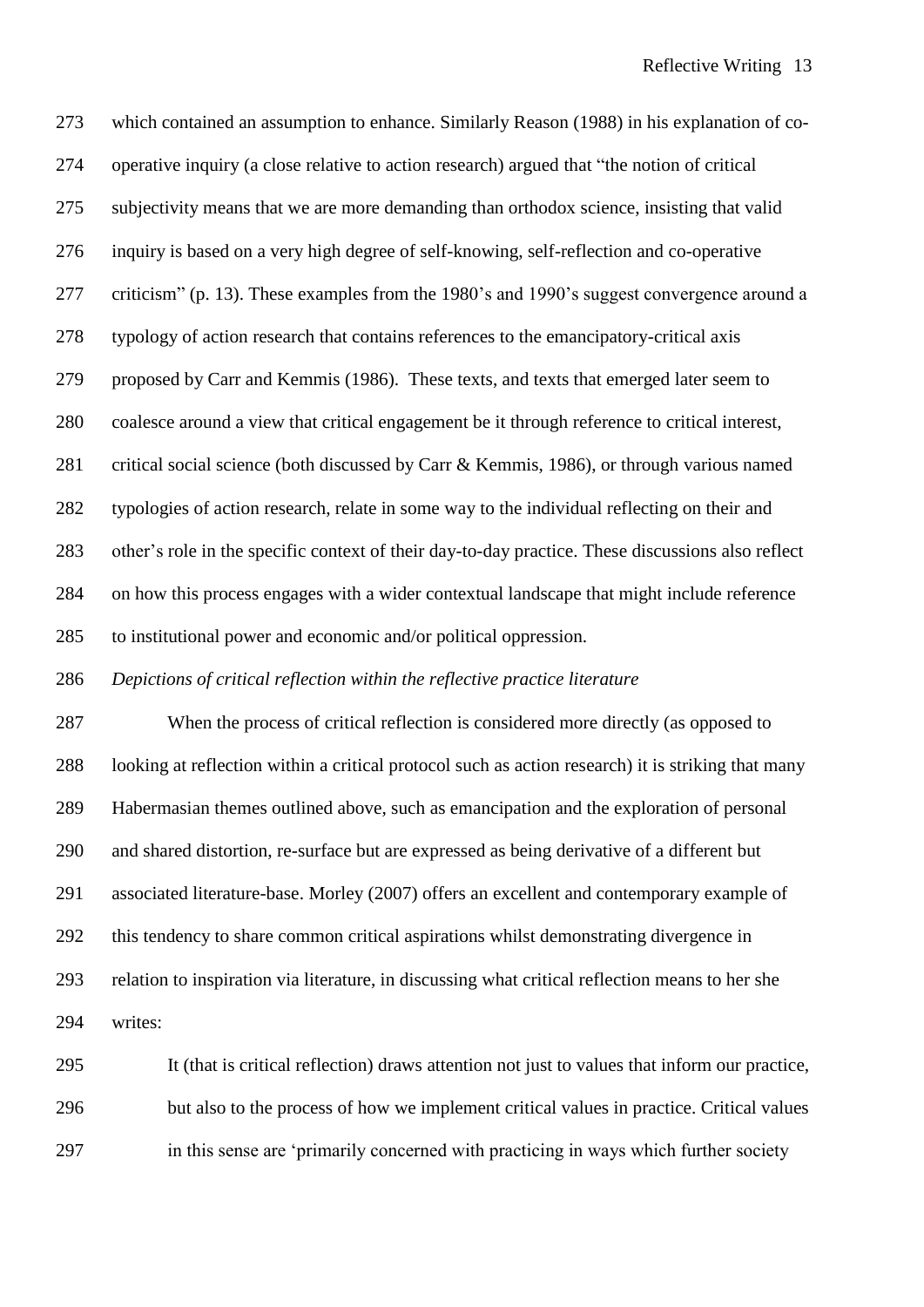which contained an assumption to enhance. Similarly Reason (1988) in his explanation of co-operative inquiry (a close relative to action research) argued that "the notion of critical subjectivity means that we are more demanding than orthodox science, insisting that valid inquiry is based on a very high degree of self-knowing, self-reflection and co-operative criticism" (p. 13). These examples from the 1980's and 1990's suggest convergence around a typology of action research that contains references to the emancipatory-critical axis proposed by Carr and Kemmis (1986). These texts, and texts that emerged later seem to coalesce around a view that critical engagement be it through reference to critical interest, critical social science (both discussed by Carr & Kemmis, 1986), or through various named typologies of action research, relate in some way to the individual reflecting on their and other's role in the specific context of their day-to-day practice. These discussions also reflect on how this process engages with a wider contextual landscape that might include reference to institutional power and economic and/or political oppression.

*Depictions of critical reflection within the reflective practice literature*

When the process of critical reflection is considered more directly (as opposed to looking at reflection within a critical protocol such as action research) it is striking that many Habermasian themes outlined above, such as emancipation and the exploration of personal and shared distortion, re-surface but are expressed as being derivative of a different but associated literature-base. Morley (2007) offers an excellent and contemporary example of this tendency to share common critical aspirations whilst demonstrating divergence in relation to inspiration via literature, in discussing what critical reflection means to her she writes:

> It (that is critical reflection) draws attention not just to values that inform our practice, but also to the process of how we implement critical values in practice. Critical values in this sense are 'primarily concerned with practicing in ways which further society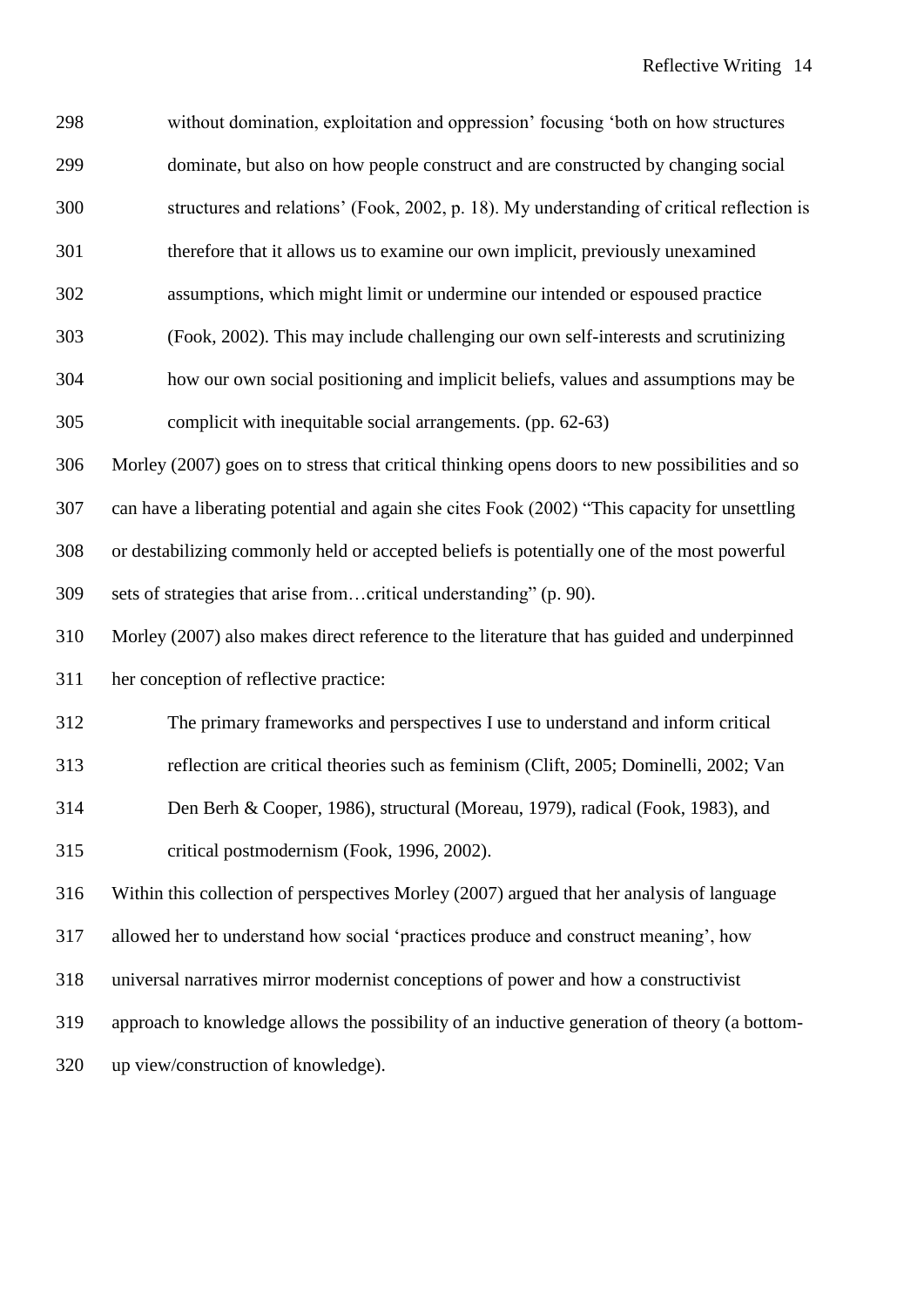> without domination, exploitation and oppression' focusing 'both on how structures dominate, but also on how people construct and are constructed by changing social structures and relations' (Fook, 2002, p. 18). My understanding of critical reflection is therefore that it allows us to examine our own implicit, previously unexamined assumptions, which might limit or undermine our intended or espoused practice (Fook, 2002). This may include challenging our own self-interests and scrutinizing how our own social positioning and implicit beliefs, values and assumptions may be complicit with inequitable social arrangements. (pp. 62-63)

Morley (2007) goes on to stress that critical thinking opens doors to new possibilities and so can have a liberating potential and again she cites Fook (2002) "This capacity for unsettling or destabilizing commonly held or accepted beliefs is potentially one of the most powerful sets of strategies that arise from…critical understanding" (p. 90).

Morley (2007) also makes direct reference to the literature that has guided and underpinned her conception of reflective practice:

> The primary frameworks and perspectives I use to understand and inform critical reflection are critical theories such as feminism (Clift, 2005; Dominelli, 2002; Van Den Berh & Cooper, 1986), structural (Moreau, 1979), radical (Fook, 1983), and critical postmodernism (Fook, 1996, 2002).

Within this collection of perspectives Morley (2007) argued that her analysis of language allowed her to understand how social 'practices produce and construct meaning', how universal narratives mirror modernist conceptions of power and how a constructivist approach to knowledge allows the possibility of an inductive generation of theory (a bottom-up view/construction of knowledge).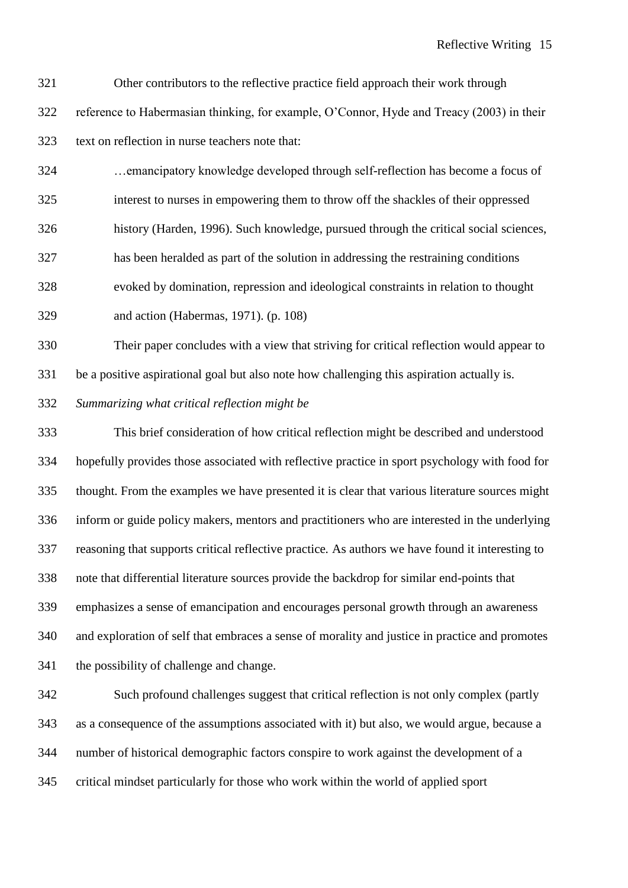Other contributors to the reflective practice field approach their work through reference to Habermasian thinking, for example, O'Connor, Hyde and Treacy (2003) in their text on reflection in nurse teachers note that:

> …emancipatory knowledge developed through self-reflection has become a focus of interest to nurses in empowering them to throw off the shackles of their oppressed history (Harden, 1996). Such knowledge, pursued through the critical social sciences, has been heralded as part of the solution in addressing the restraining conditions evoked by domination, repression and ideological constraints in relation to thought and action (Habermas, 1971). (p. 108)

Their paper concludes with a view that striving for critical reflection would appear to be a positive aspirational goal but also note how challenging this aspiration actually is.

*Summarizing what critical reflection might be*

This brief consideration of how critical reflection might be described and understood hopefully provides those associated with reflective practice in sport psychology with food for thought. From the examples we have presented it is clear that various literature sources might inform or guide policy makers, mentors and practitioners who are interested in the underlying reasoning that supports critical reflective practice. As authors we have found it interesting to note that differential literature sources provide the backdrop for similar end-points that emphasizes a sense of emancipation and encourages personal growth through an awareness and exploration of self that embraces a sense of morality and justice in practice and promotes the possibility of challenge and change.

Such profound challenges suggest that critical reflection is not only complex (partly as a consequence of the assumptions associated with it) but also, we would argue, because a number of historical demographic factors conspire to work against the development of a critical mindset particularly for those who work within the world of applied sport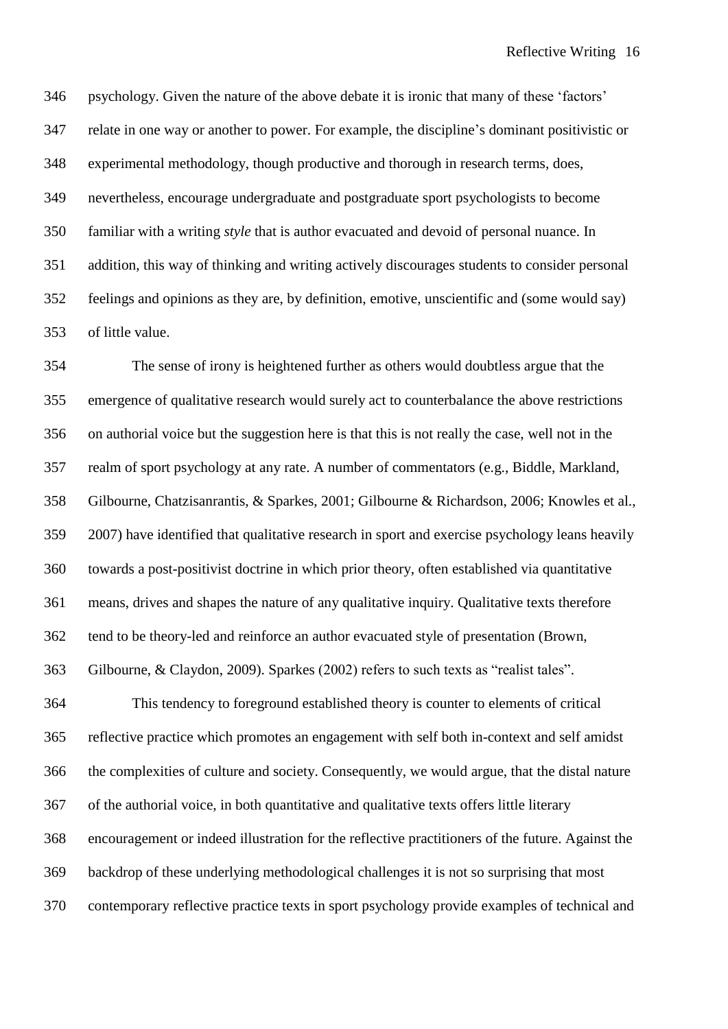psychology. Given the nature of the above debate it is ironic that many of these 'factors' relate in one way or another to power. For example, the discipline's dominant positivistic or experimental methodology, though productive and thorough in research terms, does, nevertheless, encourage undergraduate and postgraduate sport psychologists to become familiar with a writing *style* that is author evacuated and devoid of personal nuance. In addition, this way of thinking and writing actively discourages students to consider personal feelings and opinions as they are, by definition, emotive, unscientific and (some would say) of little value.

The sense of irony is heightened further as others would doubtless argue that the emergence of qualitative research would surely act to counterbalance the above restrictions on authorial voice but the suggestion here is that this is not really the case, well not in the realm of sport psychology at any rate. A number of commentators (e.g., Biddle, Markland, Gilbourne, Chatzisanrantis, & Sparkes, 2001; Gilbourne & Richardson, 2006; Knowles et al., 2007) have identified that qualitative research in sport and exercise psychology leans heavily towards a post-positivist doctrine in which prior theory, often established via quantitative means, drives and shapes the nature of any qualitative inquiry. Qualitative texts therefore tend to be theory-led and reinforce an author evacuated style of presentation (Brown, Gilbourne, & Claydon, 2009). Sparkes (2002) refers to such texts as "realist tales".

This tendency to foreground established theory is counter to elements of critical reflective practice which promotes an engagement with self both in-context and self amidst the complexities of culture and society. Consequently, we would argue, that the distal nature of the authorial voice, in both quantitative and qualitative texts offers little literary encouragement or indeed illustration for the reflective practitioners of the future. Against the backdrop of these underlying methodological challenges it is not so surprising that most contemporary reflective practice texts in sport psychology provide examples of technical and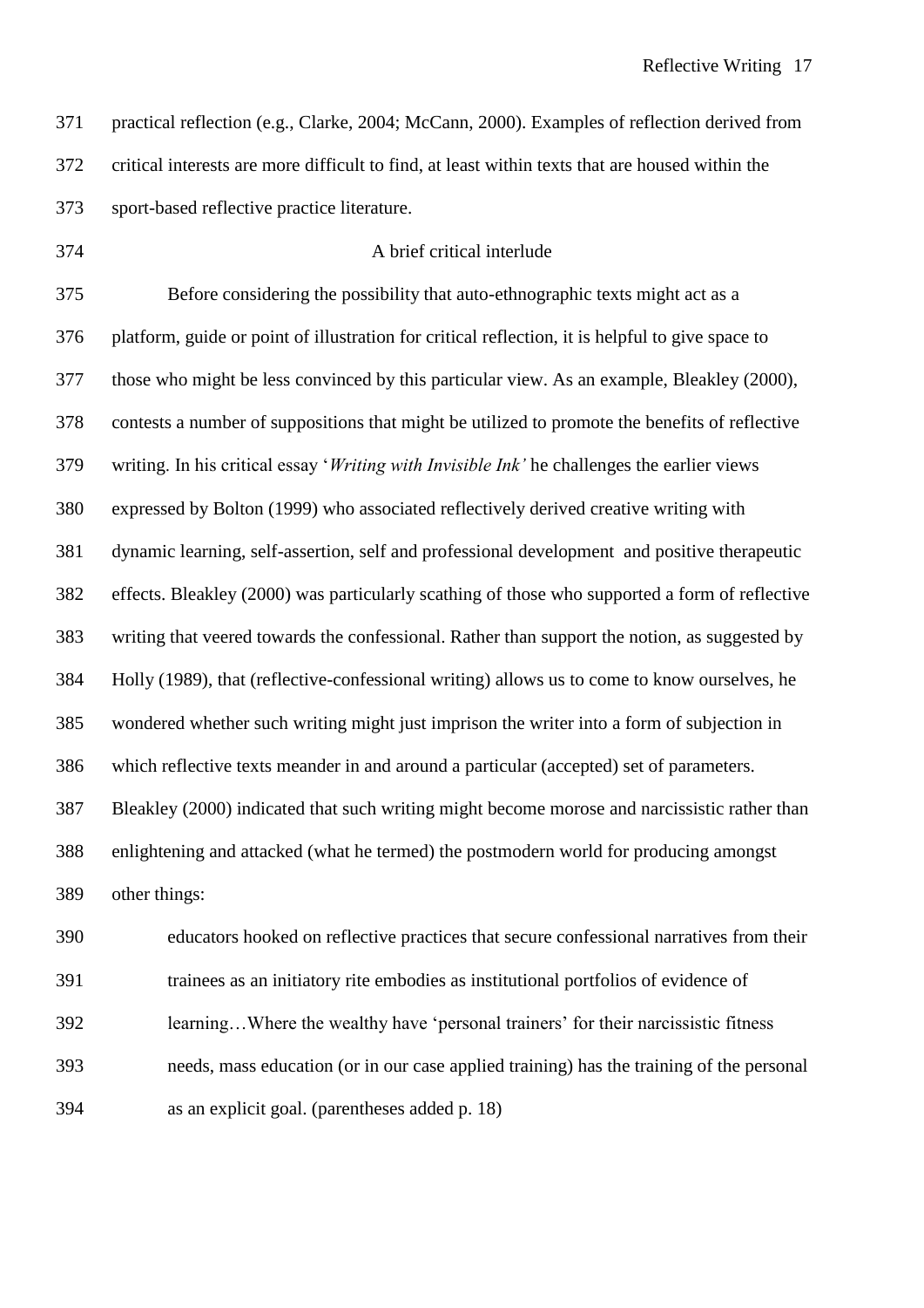practical reflection (e.g., Clarke, 2004; McCann, 2000). Examples of reflection derived from critical interests are more difficult to find, at least within texts that are housed within the sport-based reflective practice literature.

## A brief critical interlude

Before considering the possibility that auto-ethnographic texts might act as a platform, guide or point of illustration for critical reflection, it is helpful to give space to those who might be less convinced by this particular view. As an example, Bleakley (2000), contests a number of suppositions that might be utilized to promote the benefits of reflective writing. In his critical essay '*Writing with Invisible Ink'* he challenges the earlier views expressed by Bolton (1999) who associated reflectively derived creative writing with dynamic learning, self-assertion, self and professional development and positive therapeutic effects. Bleakley (2000) was particularly scathing of those who supported a form of reflective writing that veered towards the confessional. Rather than support the notion, as suggested by Holly (1989), that (reflective-confessional writing) allows us to come to know ourselves, he wondered whether such writing might just imprison the writer into a form of subjection in which reflective texts meander in and around a particular (accepted) set of parameters. Bleakley (2000) indicated that such writing might become morose and narcissistic rather than enlightening and attacked (what he termed) the postmodern world for producing amongst other things:

> educators hooked on reflective practices that secure confessional narratives from their trainees as an initiatory rite embodies as institutional portfolios of evidence of learning…Where the wealthy have 'personal trainers' for their narcissistic fitness needs, mass education (or in our case applied training) has the training of the personal as an explicit goal. (parentheses added p. 18)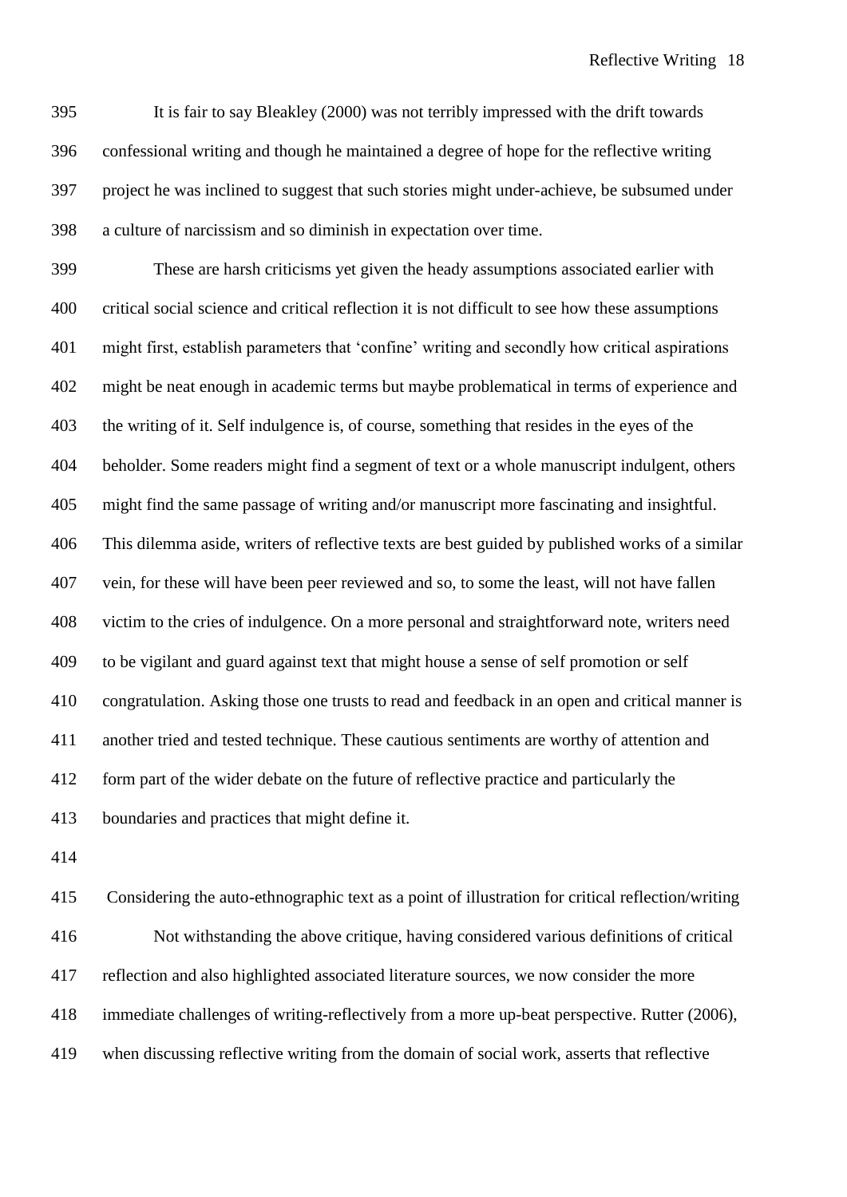It is fair to say Bleakley (2000) was not terribly impressed with the drift towards confessional writing and though he maintained a degree of hope for the reflective writing project he was inclined to suggest that such stories might under-achieve, be subsumed under a culture of narcissism and so diminish in expectation over time.

These are harsh criticisms yet given the heady assumptions associated earlier with critical social science and critical reflection it is not difficult to see how these assumptions might first, establish parameters that 'confine' writing and secondly how critical aspirations might be neat enough in academic terms but maybe problematical in terms of experience and the writing of it. Self indulgence is, of course, something that resides in the eyes of the beholder. Some readers might find a segment of text or a whole manuscript indulgent, others might find the same passage of writing and/or manuscript more fascinating and insightful. This dilemma aside, writers of reflective texts are best guided by published works of a similar vein, for these will have been peer reviewed and so, to some the least, will not have fallen victim to the cries of indulgence. On a more personal and straightforward note, writers need to be vigilant and guard against text that might house a sense of self promotion or self congratulation. Asking those one trusts to read and feedback in an open and critical manner is another tried and tested technique. These cautious sentiments are worthy of attention and form part of the wider debate on the future of reflective practice and particularly the boundaries and practices that might define it.

## Considering the auto-ethnographic text as a point of illustration for critical reflection/writing

Not withstanding the above critique, having considered various definitions of critical reflection and also highlighted associated literature sources, we now consider the more immediate challenges of writing-reflectively from a more up-beat perspective. Rutter (2006), when discussing reflective writing from the domain of social work, asserts that reflective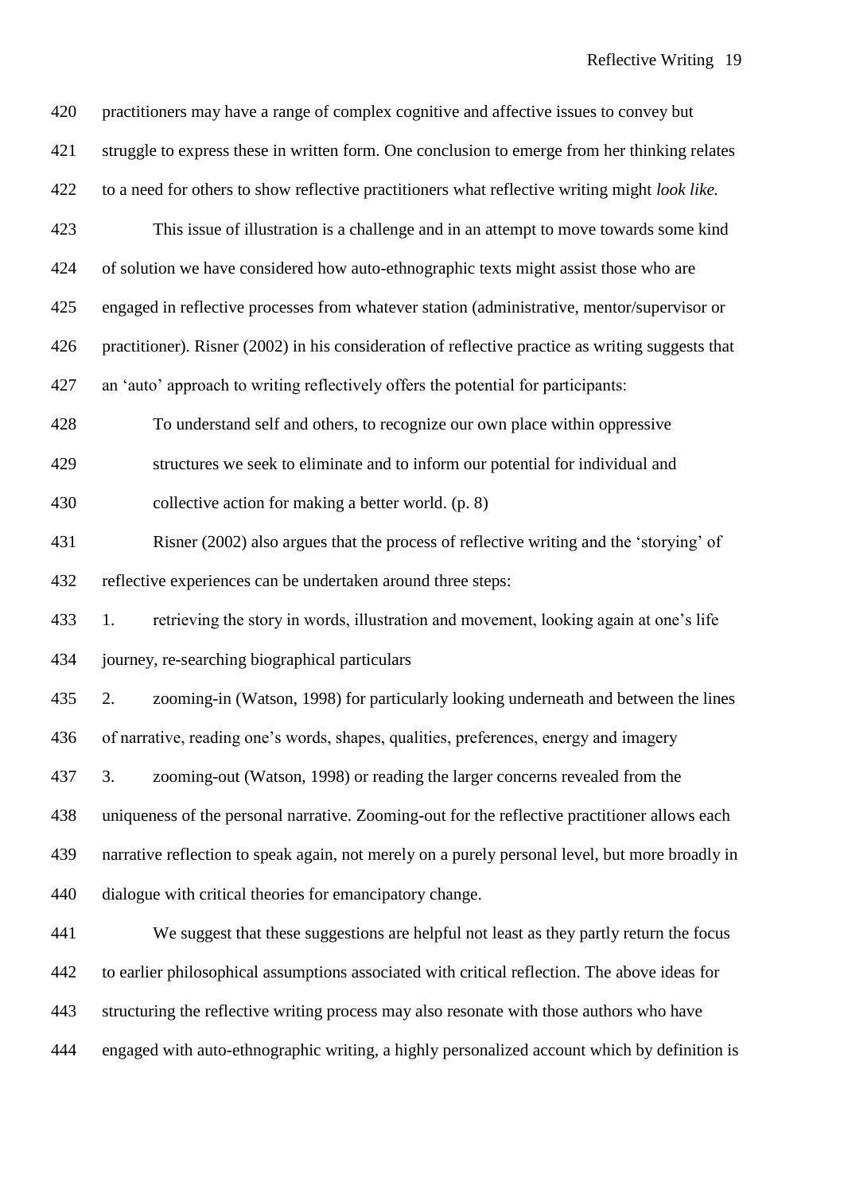practitioners may have a range of complex cognitive and affective issues to convey but struggle to express these in written form. One conclusion to emerge from her thinking relates to a need for others to show reflective practitioners what reflective writing might *look like.*

This issue of illustration is a challenge and in an attempt to move towards some kind of solution we have considered how auto-ethnographic texts might assist those who are engaged in reflective processes from whatever station (administrative, mentor/supervisor or practitioner). Risner (2002) in his consideration of reflective practice as writing suggests that an 'auto' approach to writing reflectively offers the potential for participants:

> To understand self and others, to recognize our own place within oppressive structures we seek to eliminate and to inform our potential for individual and collective action for making a better world. (p. 8)

Risner (2002) also argues that the process of reflective writing and the 'storying' of reflective experiences can be undertaken around three steps:

1. retrieving the story in words, illustration and movement, looking again at one's life journey, re-searching biographical particulars
2. zooming-in (Watson, 1998) for particularly looking underneath and between the lines of narrative, reading one's words, shapes, qualities, preferences, energy and imagery
3. zooming-out (Watson, 1998) or reading the larger concerns revealed from the uniqueness of the personal narrative. Zooming-out for the reflective practitioner allows each narrative reflection to speak again, not merely on a purely personal level, but more broadly in dialogue with critical theories for emancipatory change.

We suggest that these suggestions are helpful not least as they partly return the focus to earlier philosophical assumptions associated with critical reflection. The above ideas for structuring the reflective writing process may also resonate with those authors who have engaged with auto-ethnographic writing, a highly personalized account which by definition is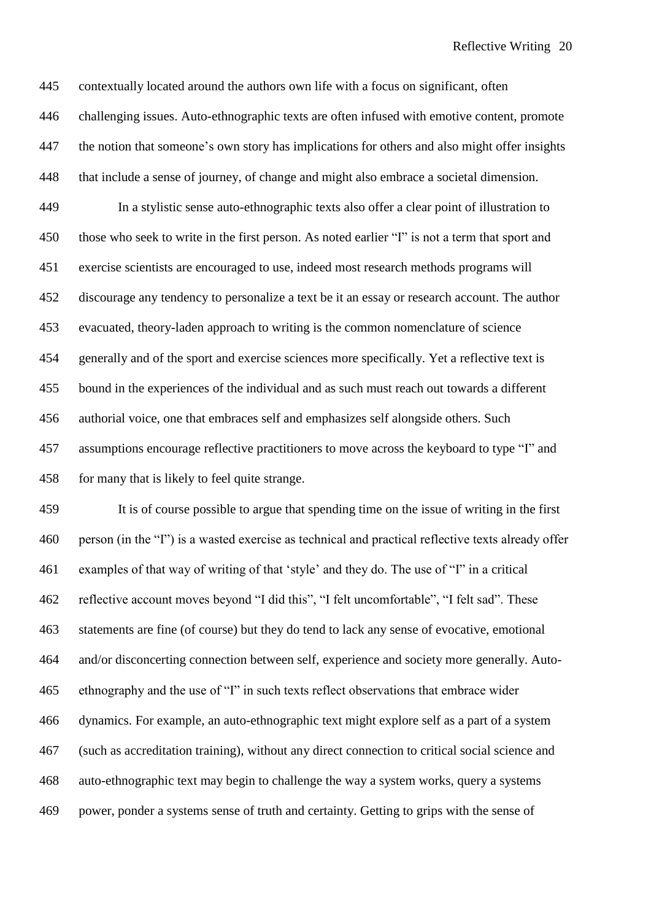contextually located around the authors own life with a focus on significant, often challenging issues. Auto-ethnographic texts are often infused with emotive content, promote the notion that someone's own story has implications for others and also might offer insights that include a sense of journey, of change and might also embrace a societal dimension.

In a stylistic sense auto-ethnographic texts also offer a clear point of illustration to those who seek to write in the first person. As noted earlier "I" is not a term that sport and exercise scientists are encouraged to use, indeed most research methods programs will discourage any tendency to personalize a text be it an essay or research account. The author evacuated, theory-laden approach to writing is the common nomenclature of science generally and of the sport and exercise sciences more specifically. Yet a reflective text is bound in the experiences of the individual and as such must reach out towards a different authorial voice, one that embraces self and emphasizes self alongside others. Such assumptions encourage reflective practitioners to move across the keyboard to type "I" and for many that is likely to feel quite strange.

It is of course possible to argue that spending time on the issue of writing in the first person (in the "I") is a wasted exercise as technical and practical reflective texts already offer examples of that way of writing of that 'style' and they do. The use of "I" in a critical reflective account moves beyond "I did this", "I felt uncomfortable", "I felt sad". These statements are fine (of course) but they do tend to lack any sense of evocative, emotional and/or disconcerting connection between self, experience and society more generally. Auto-ethnography and the use of "I" in such texts reflect observations that embrace wider dynamics. For example, an auto-ethnographic text might explore self as a part of a system (such as accreditation training), without any direct connection to critical social science and auto-ethnographic text may begin to challenge the way a system works, query a systems power, ponder a systems sense of truth and certainty. Getting to grips with the sense of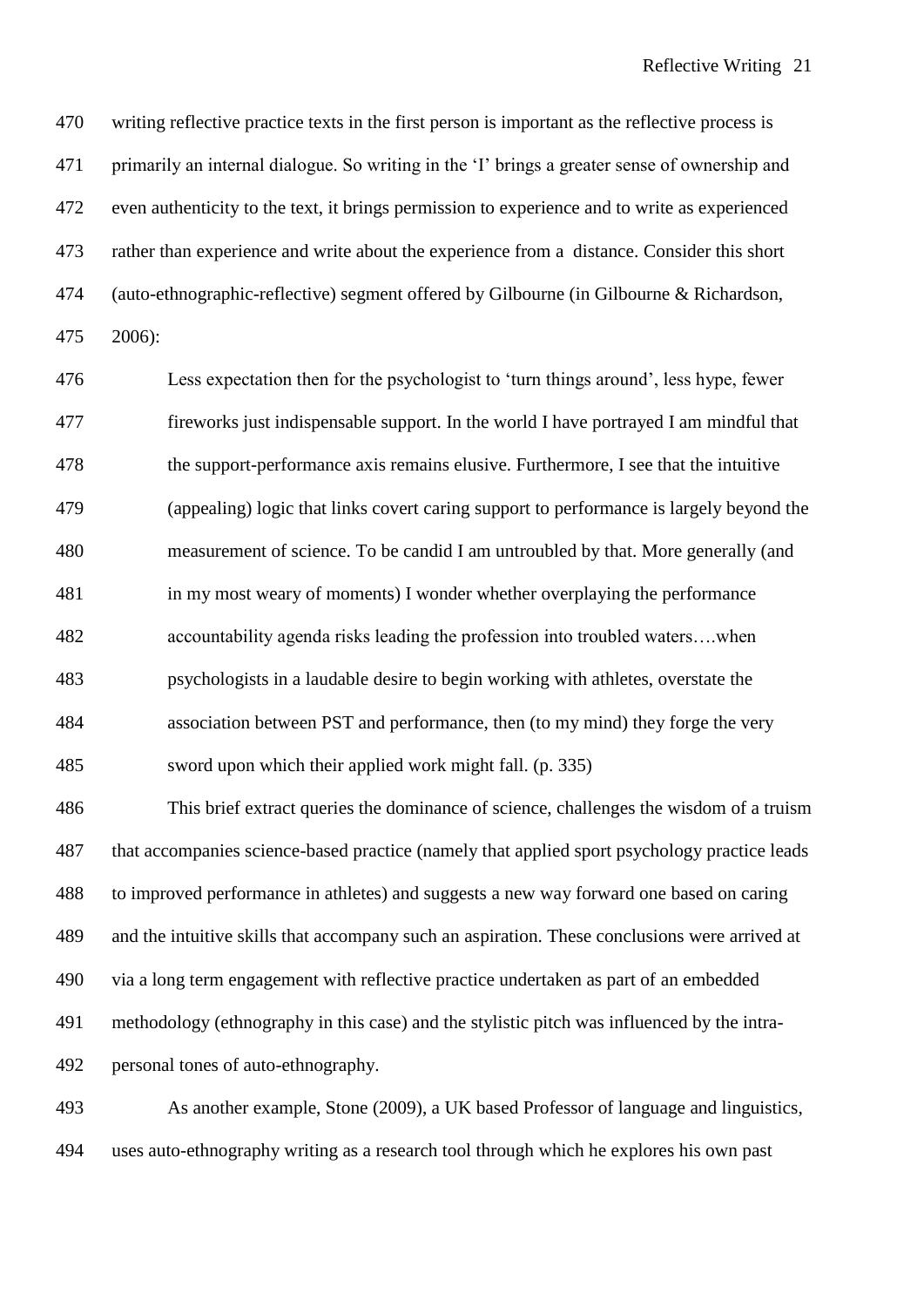writing reflective practice texts in the first person is important as the reflective process is primarily an internal dialogue. So writing in the 'I' brings a greater sense of ownership and even authenticity to the text, it brings permission to experience and to write as experienced rather than experience and write about the experience from a distance. Consider this short (auto-ethnographic-reflective) segment offered by Gilbourne (in Gilbourne & Richardson, 2006):

> Less expectation then for the psychologist to 'turn things around', less hype, fewer fireworks just indispensable support. In the world I have portrayed I am mindful that the support-performance axis remains elusive. Furthermore, I see that the intuitive (appealing) logic that links covert caring support to performance is largely beyond the measurement of science. To be candid I am untroubled by that. More generally (and in my most weary of moments) I wonder whether overplaying the performance accountability agenda risks leading the profession into troubled waters….when psychologists in a laudable desire to begin working with athletes, overstate the association between PST and performance, then (to my mind) they forge the very sword upon which their applied work might fall. (p. 335)

This brief extract queries the dominance of science, challenges the wisdom of a truism that accompanies science-based practice (namely that applied sport psychology practice leads to improved performance in athletes) and suggests a new way forward one based on caring and the intuitive skills that accompany such an aspiration. These conclusions were arrived at via a long term engagement with reflective practice undertaken as part of an embedded methodology (ethnography in this case) and the stylistic pitch was influenced by the intra-personal tones of auto-ethnography.

As another example, Stone (2009), a UK based Professor of language and linguistics, uses auto-ethnography writing as a research tool through which he explores his own past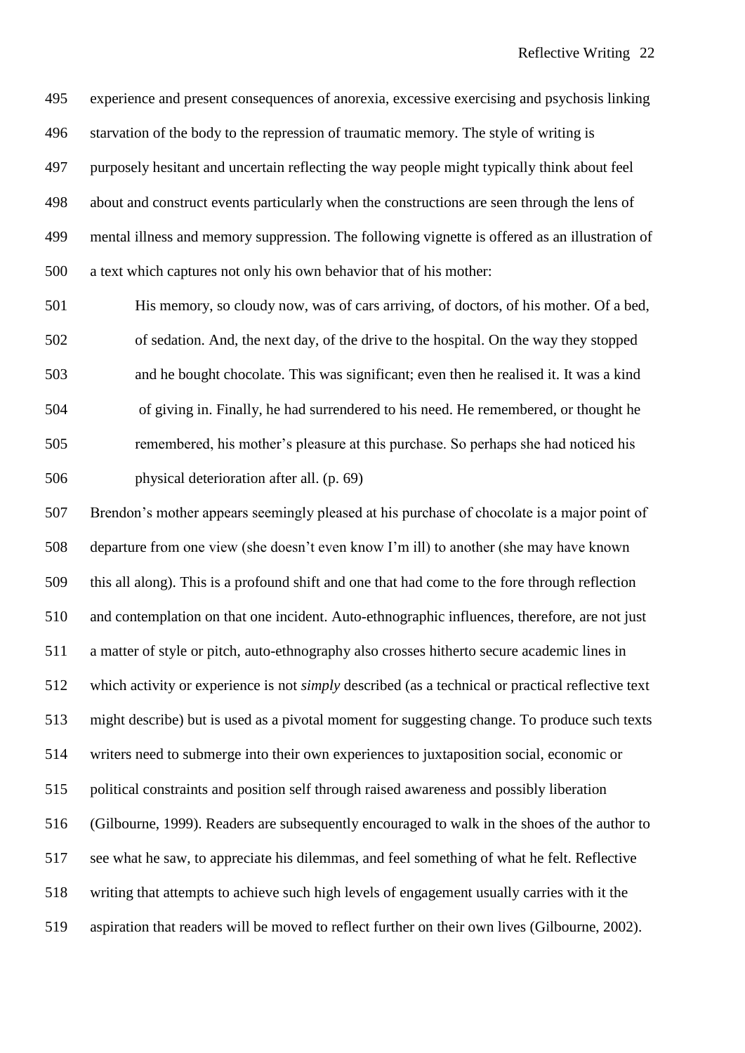experience and present consequences of anorexia, excessive exercising and psychosis linking starvation of the body to the repression of traumatic memory. The style of writing is purposely hesitant and uncertain reflecting the way people might typically think about feel about and construct events particularly when the constructions are seen through the lens of mental illness and memory suppression. The following vignette is offered as an illustration of a text which captures not only his own behavior that of his mother:

> His memory, so cloudy now, was of cars arriving, of doctors, of his mother. Of a bed, of sedation. And, the next day, of the drive to the hospital. On the way they stopped and he bought chocolate. This was significant; even then he realised it. It was a kind of giving in. Finally, he had surrendered to his need. He remembered, or thought he remembered, his mother's pleasure at this purchase. So perhaps she had noticed his physical deterioration after all. (p. 69)

Brendon's mother appears seemingly pleased at his purchase of chocolate is a major point of departure from one view (she doesn't even know I'm ill) to another (she may have known this all along). This is a profound shift and one that had come to the fore through reflection and contemplation on that one incident. Auto-ethnographic influences, therefore, are not just a matter of style or pitch, auto-ethnography also crosses hitherto secure academic lines in which activity or experience is not *simply* described (as a technical or practical reflective text might describe) but is used as a pivotal moment for suggesting change. To produce such texts writers need to submerge into their own experiences to juxtaposition social, economic or political constraints and position self through raised awareness and possibly liberation (Gilbourne, 1999). Readers are subsequently encouraged to walk in the shoes of the author to see what he saw, to appreciate his dilemmas, and feel something of what he felt. Reflective writing that attempts to achieve such high levels of engagement usually carries with it the aspiration that readers will be moved to reflect further on their own lives (Gilbourne, 2002).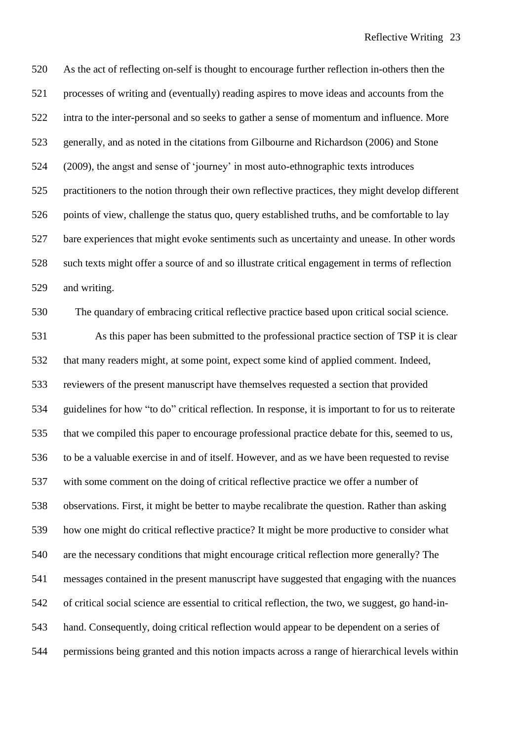As the act of reflecting on-self is thought to encourage further reflection in-others then the processes of writing and (eventually) reading aspires to move ideas and accounts from the intra to the inter-personal and so seeks to gather a sense of momentum and influence. More generally, and as noted in the citations from Gilbourne and Richardson (2006) and Stone (2009), the angst and sense of 'journey' in most auto-ethnographic texts introduces practitioners to the notion through their own reflective practices, they might develop different points of view, challenge the status quo, query established truths, and be comfortable to lay bare experiences that might evoke sentiments such as uncertainty and unease. In other words such texts might offer a source of and so illustrate critical engagement in terms of reflection and writing.

The quandary of embracing critical reflective practice based upon critical social science.

As this paper has been submitted to the professional practice section of TSP it is clear that many readers might, at some point, expect some kind of applied comment. Indeed, reviewers of the present manuscript have themselves requested a section that provided guidelines for how "to do" critical reflection. In response, it is important to for us to reiterate that we compiled this paper to encourage professional practice debate for this, seemed to us, to be a valuable exercise in and of itself. However, and as we have been requested to revise with some comment on the doing of critical reflective practice we offer a number of observations. First, it might be better to maybe recalibrate the question. Rather than asking how one might do critical reflective practice? It might be more productive to consider what are the necessary conditions that might encourage critical reflection more generally? The messages contained in the present manuscript have suggested that engaging with the nuances of critical social science are essential to critical reflection, the two, we suggest, go hand-in-hand. Consequently, doing critical reflection would appear to be dependent on a series of permissions being granted and this notion impacts across a range of hierarchical levels within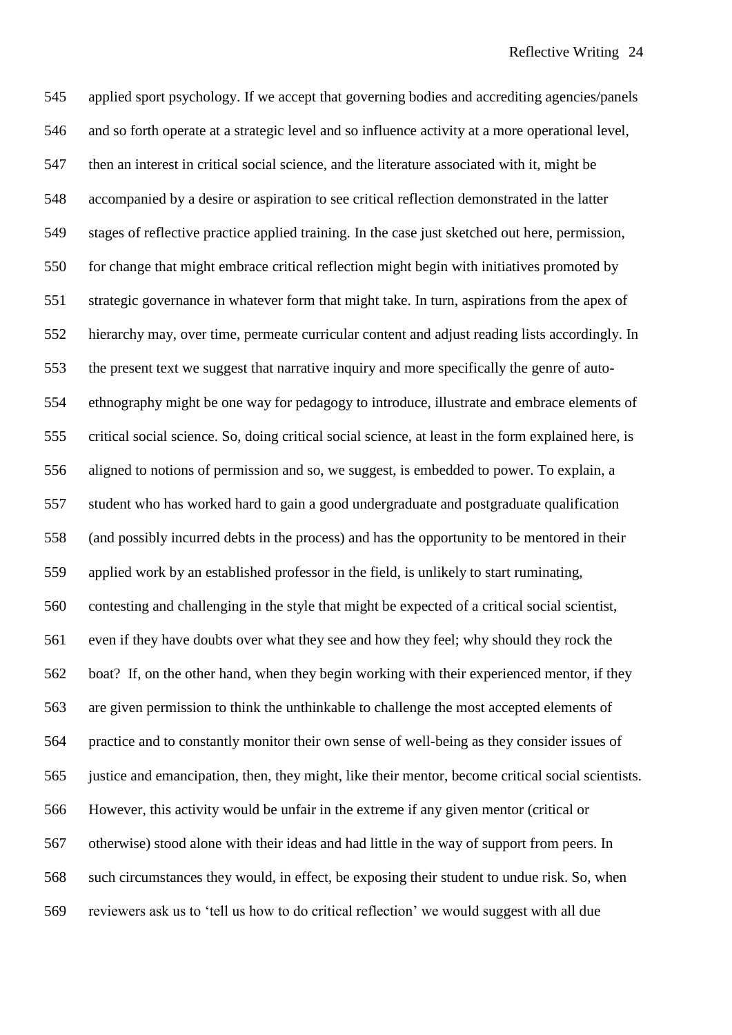applied sport psychology. If we accept that governing bodies and accrediting agencies/panels and so forth operate at a strategic level and so influence activity at a more operational level, then an interest in critical social science, and the literature associated with it, might be accompanied by a desire or aspiration to see critical reflection demonstrated in the latter stages of reflective practice applied training. In the case just sketched out here, permission, for change that might embrace critical reflection might begin with initiatives promoted by strategic governance in whatever form that might take. In turn, aspirations from the apex of hierarchy may, over time, permeate curricular content and adjust reading lists accordingly. In the present text we suggest that narrative inquiry and more specifically the genre of auto-ethnography might be one way for pedagogy to introduce, illustrate and embrace elements of critical social science. So, doing critical social science, at least in the form explained here, is aligned to notions of permission and so, we suggest, is embedded to power. To explain, a student who has worked hard to gain a good undergraduate and postgraduate qualification (and possibly incurred debts in the process) and has the opportunity to be mentored in their applied work by an established professor in the field, is unlikely to start ruminating, contesting and challenging in the style that might be expected of a critical social scientist, even if they have doubts over what they see and how they feel; why should they rock the boat? If, on the other hand, when they begin working with their experienced mentor, if they are given permission to think the unthinkable to challenge the most accepted elements of practice and to constantly monitor their own sense of well-being as they consider issues of justice and emancipation, then, they might, like their mentor, become critical social scientists. However, this activity would be unfair in the extreme if any given mentor (critical or otherwise) stood alone with their ideas and had little in the way of support from peers. In such circumstances they would, in effect, be exposing their student to undue risk. So, when reviewers ask us to 'tell us how to do critical reflection' we would suggest with all due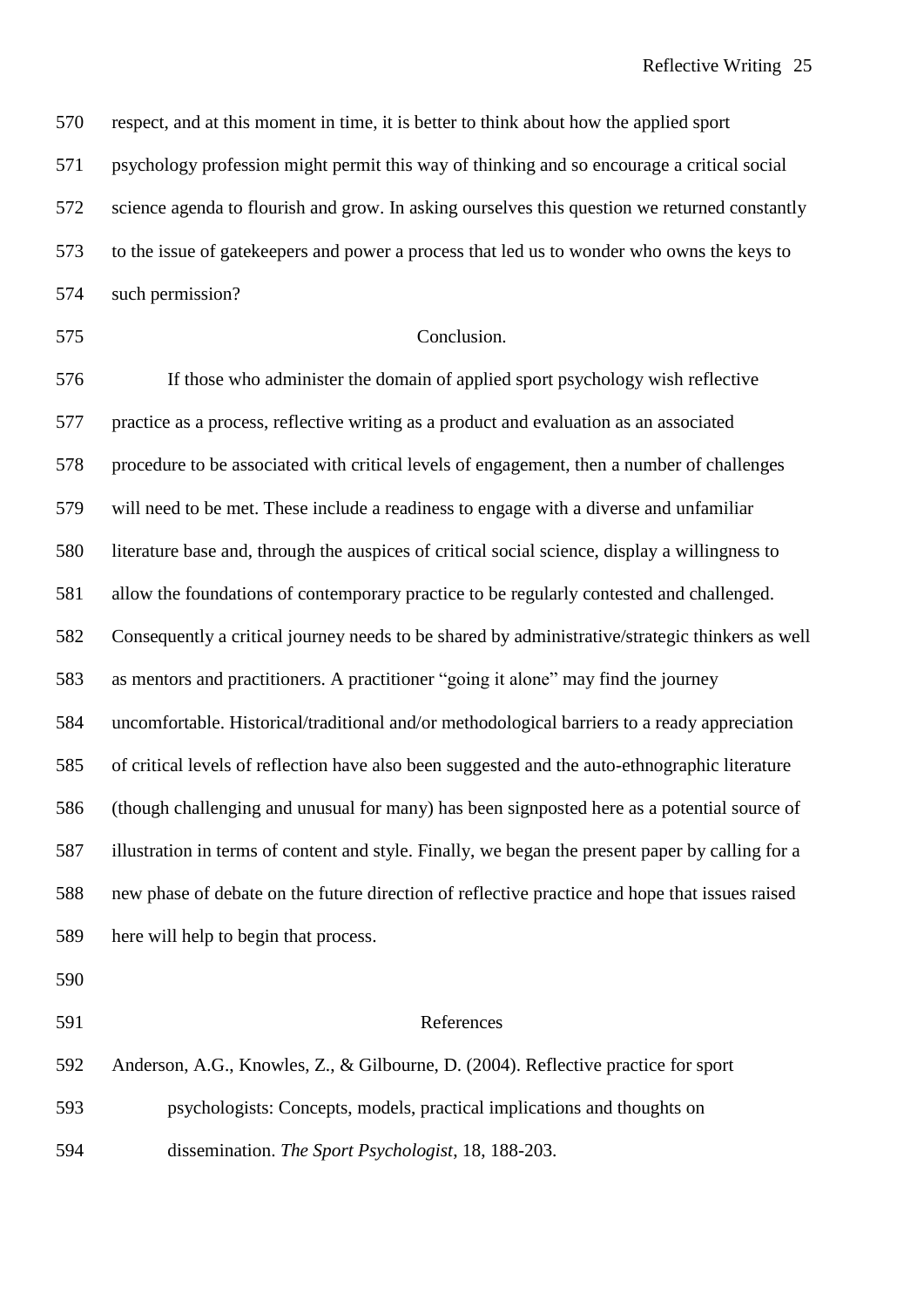respect, and at this moment in time, it is better to think about how the applied sport psychology profession might permit this way of thinking and so encourage a critical social science agenda to flourish and grow. In asking ourselves this question we returned constantly to the issue of gatekeepers and power a process that led us to wonder who owns the keys to such permission?

## Conclusion.

If those who administer the domain of applied sport psychology wish reflective practice as a process, reflective writing as a product and evaluation as an associated procedure to be associated with critical levels of engagement, then a number of challenges will need to be met. These include a readiness to engage with a diverse and unfamiliar literature base and, through the auspices of critical social science, display a willingness to allow the foundations of contemporary practice to be regularly contested and challenged. Consequently a critical journey needs to be shared by administrative/strategic thinkers as well as mentors and practitioners. A practitioner "going it alone" may find the journey uncomfortable. Historical/traditional and/or methodological barriers to a ready appreciation of critical levels of reflection have also been suggested and the auto-ethnographic literature (though challenging and unusual for many) has been signposted here as a potential source of illustration in terms of content and style. Finally, we began the present paper by calling for a new phase of debate on the future direction of reflective practice and hope that issues raised here will help to begin that process.

## References

Anderson, A.G., Knowles, Z., & Gilbourne, D. (2004). Reflective practice for sport psychologists: Concepts, models, practical implications and thoughts on dissemination. *The Sport Psychologist*, 18, 188-203.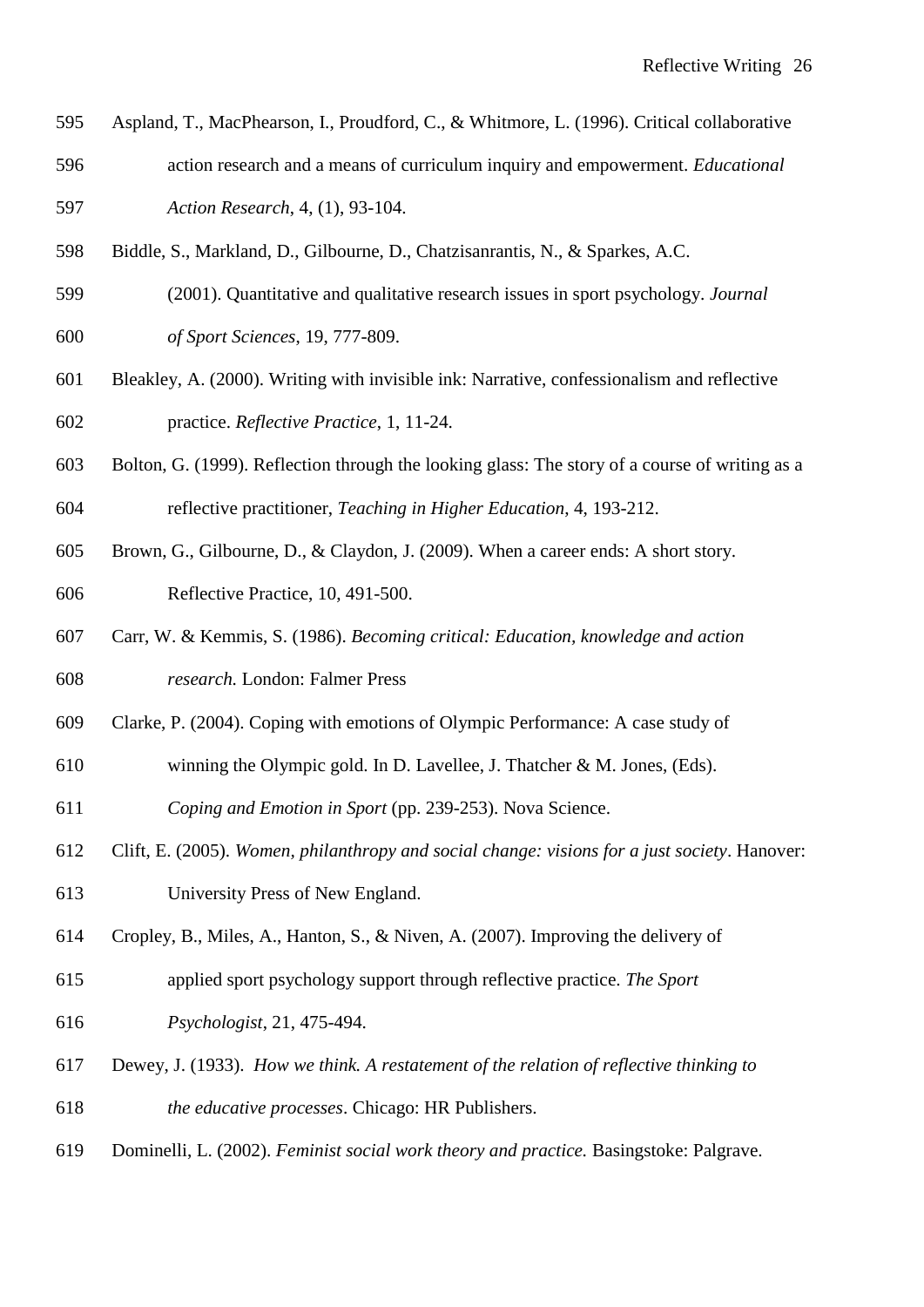Aspland, T., MacPhearson, I., Proudford, C., & Whitmore, L. (1996). Critical collaborative action research and a means of curriculum inquiry and empowerment. *Educational Action Research*, 4, (1), 93-104.

Biddle, S., Markland, D., Gilbourne, D., Chatzisanrantis, N., & Sparkes, A.C. (2001). Quantitative and qualitative research issues in sport psychology. *Journal of Sport Sciences*, 19, 777-809.

Bleakley, A. (2000). Writing with invisible ink: Narrative, confessionalism and reflective practice. *Reflective Practice*, 1, 11-24.

Bolton, G. (1999). Reflection through the looking glass: The story of a course of writing as a reflective practitioner, *Teaching in Higher Education*, 4, 193-212.

Brown, G., Gilbourne, D., & Claydon, J. (2009). When a career ends: A short story. Reflective Practice, 10, 491-500.

Carr, W. & Kemmis, S. (1986). *Becoming critical: Education, knowledge and action research.* London: Falmer Press

Clarke, P. (2004). Coping with emotions of Olympic Performance: A case study of winning the Olympic gold. In D. Lavellee, J. Thatcher & M. Jones, (Eds). *Coping and Emotion in Sport* (pp. 239-253). Nova Science.

Clift, E. (2005). *Women, philanthropy and social change: visions for a just society*. Hanover: University Press of New England.

Cropley, B., Miles, A., Hanton, S., & Niven, A. (2007). Improving the delivery of applied sport psychology support through reflective practice. *The Sport Psychologist*, 21, 475-494.

Dewey, J. (1933). *How we think. A restatement of the relation of reflective thinking to the educative processes*. Chicago: HR Publishers.

Dominelli, L. (2002). *Feminist social work theory and practice.* Basingstoke: Palgrave.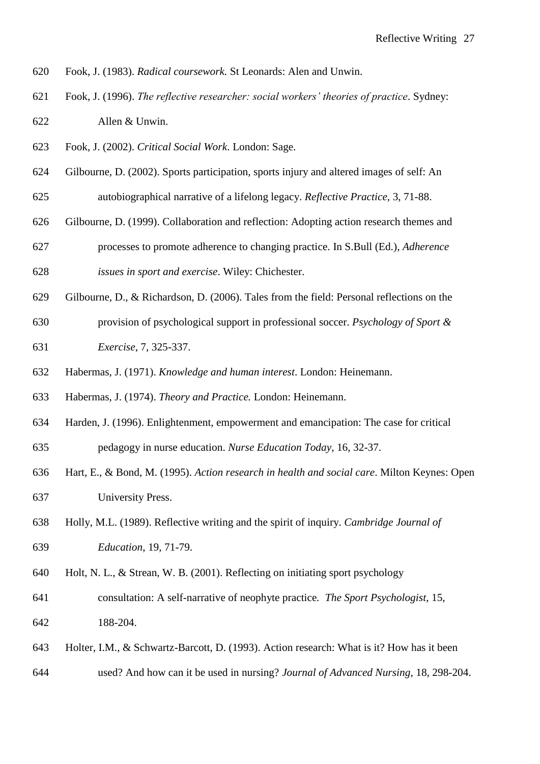Fook, J. (1983). *Radical coursework.* St Leonards: Alen and Unwin.

Fook, J. (1996). *The reflective researcher: social workers' theories of practice*. Sydney: Allen & Unwin.

Fook, J. (2002). *Critical Social Work*. London: Sage.

Gilbourne, D. (2002). Sports participation, sports injury and altered images of self: An autobiographical narrative of a lifelong legacy. *Reflective Practice*, 3, 71-88.

Gilbourne, D. (1999). Collaboration and reflection: Adopting action research themes and processes to promote adherence to changing practice. In S.Bull (Ed.), *Adherence issues in sport and exercise*. Wiley: Chichester.

Gilbourne, D., & Richardson, D. (2006). Tales from the field: Personal reflections on the provision of psychological support in professional soccer. *Psychology of Sport & Exercise*, 7, 325-337.

Habermas, J. (1971). *Knowledge and human interest*. London: Heinemann.

Habermas, J. (1974). *Theory and Practice.* London: Heinemann.

Harden, J. (1996). Enlightenment, empowerment and emancipation: The case for critical pedagogy in nurse education. *Nurse Education Today*, 16, 32-37.

Hart, E., & Bond, M. (1995). *Action research in health and social care*. Milton Keynes: Open University Press.

Holly, M.L. (1989). Reflective writing and the spirit of inquiry. *Cambridge Journal of Education*, 19, 71-79.

Holt, N. L., & Strean, W. B. (2001). Reflecting on initiating sport psychology consultation: A self-narrative of neophyte practice. *The Sport Psychologist*, 15, 188-204.

Holter, I.M., & Schwartz-Barcott, D. (1993). Action research: What is it? How has it been used? And how can it be used in nursing? *Journal of Advanced Nursing*, 18, 298-204.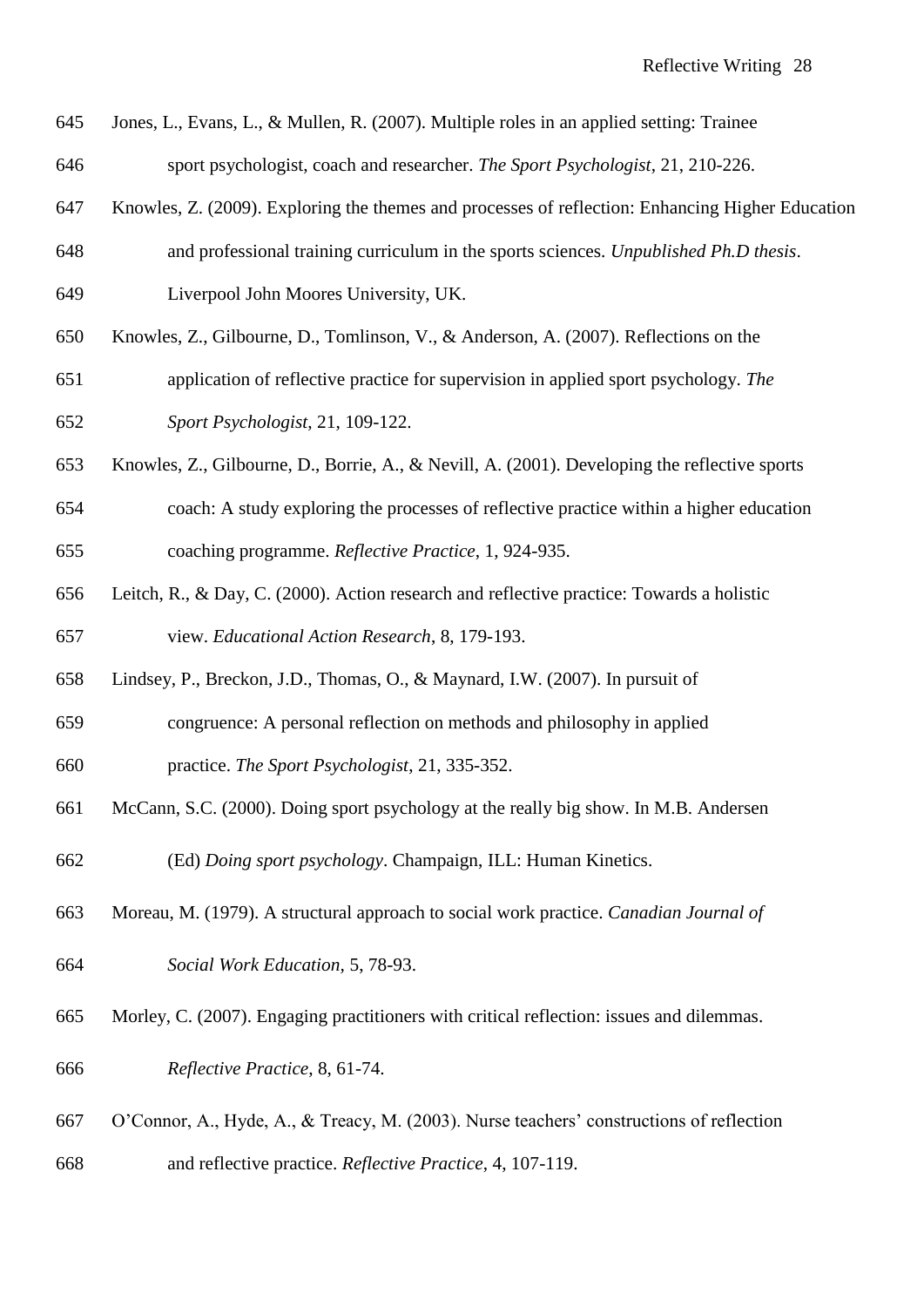Jones, L., Evans, L., & Mullen, R. (2007). Multiple roles in an applied setting: Trainee sport psychologist, coach and researcher. *The Sport Psychologist*, 21, 210-226.

Knowles, Z. (2009). Exploring the themes and processes of reflection: Enhancing Higher Education and professional training curriculum in the sports sciences. *Unpublished Ph.D thesis*. Liverpool John Moores University, UK.

Knowles, Z., Gilbourne, D., Tomlinson, V., & Anderson, A. (2007). Reflections on the application of reflective practice for supervision in applied sport psychology. *The Sport Psychologist*, 21, 109-122.

Knowles, Z., Gilbourne, D., Borrie, A., & Nevill, A. (2001). Developing the reflective sports coach: A study exploring the processes of reflective practice within a higher education coaching programme. *Reflective Practice*, 1, 924-935.

Leitch, R., & Day, C. (2000). Action research and reflective practice: Towards a holistic view. *Educational Action Research*, 8, 179-193.

Lindsey, P., Breckon, J.D., Thomas, O., & Maynard, I.W. (2007). In pursuit of congruence: A personal reflection on methods and philosophy in applied practice. *The Sport Psychologist*, 21, 335-352.

McCann, S.C. (2000). Doing sport psychology at the really big show. In M.B. Andersen (Ed) *Doing sport psychology*. Champaign, ILL: Human Kinetics.

Moreau, M. (1979). A structural approach to social work practice. *Canadian Journal of Social Work Education*, 5, 78-93.

Morley, C. (2007). Engaging practitioners with critical reflection: issues and dilemmas. *Reflective Practice*, 8, 61-74.

O'Connor, A., Hyde, A., & Treacy, M. (2003). Nurse teachers' constructions of reflection and reflective practice. *Reflective Practice*, 4, 107-119.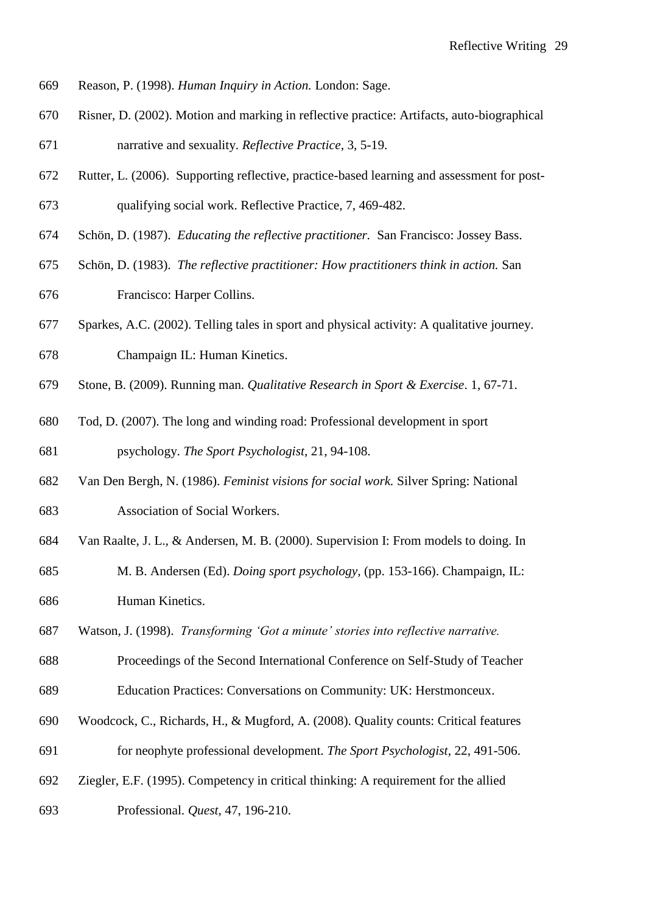Reason, P. (1998). *Human Inquiry in Action.* London: Sage.

Risner, D. (2002). Motion and marking in reflective practice: Artifacts, auto-biographical narrative and sexuality. *Reflective Practice*, 3, 5-19.

Rutter, L. (2006). Supporting reflective, practice-based learning and assessment for post-qualifying social work. Reflective Practice, 7, 469-482.

Schön, D. (1987). *Educating the reflective practitioner.* San Francisco: Jossey Bass.

Schön, D. (1983). *The reflective practitioner: How practitioners think in action.* San Francisco: Harper Collins.

Sparkes, A.C. (2002). Telling tales in sport and physical activity: A qualitative journey. Champaign IL: Human Kinetics.

Stone, B. (2009). Running man. *Qualitative Research in Sport & Exercise*. 1, 67-71.

Tod, D. (2007). The long and winding road: Professional development in sport psychology. *The Sport Psychologist*, 21, 94-108.

Van Den Bergh, N. (1986). *Feminist visions for social work.* Silver Spring: National Association of Social Workers.

Van Raalte, J. L., & Andersen, M. B. (2000). Supervision I: From models to doing. In M. B. Andersen (Ed). *Doing sport psychology*, (pp. 153-166). Champaign, IL: Human Kinetics.

Watson, J. (1998). *Transforming 'Got a minute' stories into reflective narrative.* Proceedings of the Second International Conference on Self-Study of Teacher Education Practices: Conversations on Community: UK: Herstmonceux.

Woodcock, C., Richards, H., & Mugford, A. (2008). Quality counts: Critical features for neophyte professional development. *The Sport Psychologist*, 22, 491-506.

Ziegler, E.F. (1995). Competency in critical thinking: A requirement for the allied Professional. *Quest*, 47, 196-210.